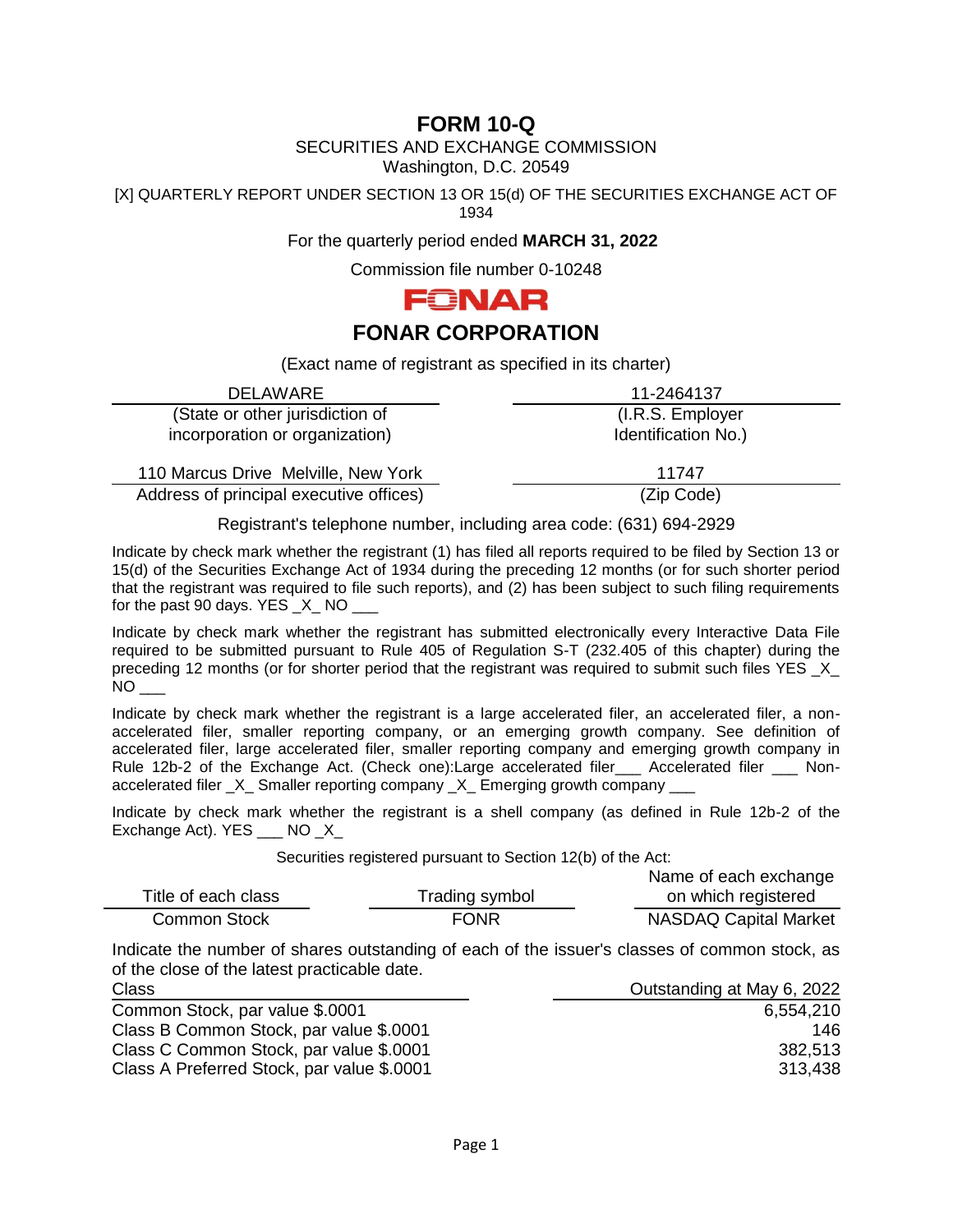# FORM 10-Q

SECURITIES AND EXCHANGE COMMISSION
Washington, D.C. 20549

[X] QUARTERLY REPORT UNDER SECTION 13 OR 15(d) OF THE SECURITIES EXCHANGE ACT OF 1934

For the quarterly period ended **MARCH 31, 2022**

Commission file number 0-10248

FONAR

## FONAR CORPORATION

(Exact name of registrant as specified in its charter)

| DELAWARE | 11-2464137 |
|---|---|
| (State or other jurisdiction of incorporation or organization) | (I.R.S. Employer Identification No.) |
| 110 Marcus Drive Melville, New York | 11747 |
| Address of principal executive offices) | (Zip Code) |

Registrant's telephone number, including area code: (631) 694-2929

Indicate by check mark whether the registrant (1) has filed all reports required to be filed by Section 13 or 15(d) of the Securities Exchange Act of 1934 during the preceding 12 months (or for such shorter period that the registrant was required to file such reports), and (2) has been subject to such filing requirements for the past 90 days. YES _X_ NO ___

Indicate by check mark whether the registrant has submitted electronically every Interactive Data File required to be submitted pursuant to Rule 405 of Regulation S-T (232.405 of this chapter) during the preceding 12 months (or for shorter period that the registrant was required to submit such files YES _X_ NO ___

Indicate by check mark whether the registrant is a large accelerated filer, an accelerated filer, a non-accelerated filer, smaller reporting company, or an emerging growth company. See definition of accelerated filer, large accelerated filer, smaller reporting company and emerging growth company in Rule 12b-2 of the Exchange Act. (Check one):Large accelerated filer___ Accelerated filer ___ Non-accelerated filer _X_ Smaller reporting company _X_ Emerging growth company ___

Indicate by check mark whether the registrant is a shell company (as defined in Rule 12b-2 of the Exchange Act). YES ___ NO _X_

Securities registered pursuant to Section 12(b) of the Act:

| Title of each class | Trading symbol | Name of each exchange on which registered |
|---|---|---|
| Common Stock | FONR | NASDAQ Capital Market |

Indicate the number of shares outstanding of each of the issuer's classes of common stock, as of the close of the latest practicable date.

| Class | Outstanding at May 6, 2022 |
|---|---|
| Common Stock, par value $.0001 | 6,554,210 |
| Class B Common Stock, par value $.0001 | 146 |
| Class C Common Stock, par value $.0001 | 382,513 |
| Class A Preferred Stock, par value $.0001 | 313,438 |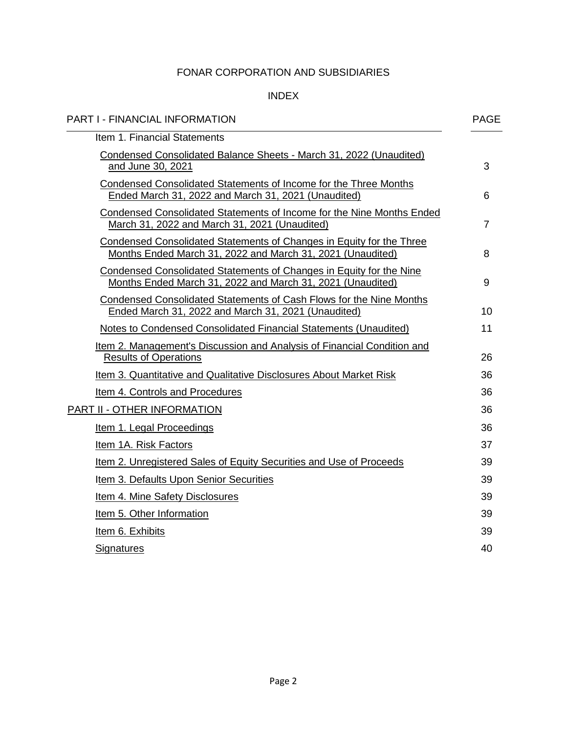# FONAR CORPORATION AND SUBSIDIARIES

## INDEX

| PART I - FINANCIAL INFORMATION | PAGE |
|---|---|
| Item 1. Financial Statements | |
| Condensed Consolidated Balance Sheets - March 31, 2022 (Unaudited) and June 30, 2021 | 3 |
| Condensed Consolidated Statements of Income for the Three Months Ended March 31, 2022 and March 31, 2021 (Unaudited) | 6 |
| Condensed Consolidated Statements of Income for the Nine Months Ended March 31, 2022 and March 31, 2021 (Unaudited) | 7 |
| Condensed Consolidated Statements of Changes in Equity for the Three Months Ended March 31, 2022 and March 31, 2021 (Unaudited) | 8 |
| Condensed Consolidated Statements of Changes in Equity for the Nine Months Ended March 31, 2022 and March 31, 2021 (Unaudited) | 9 |
| Condensed Consolidated Statements of Cash Flows for the Nine Months Ended March 31, 2022 and March 31, 2021 (Unaudited) | 10 |
| Notes to Condensed Consolidated Financial Statements (Unaudited) | 11 |
| Item 2. Management's Discussion and Analysis of Financial Condition and Results of Operations | 26 |
| Item 3. Quantitative and Qualitative Disclosures About Market Risk | 36 |
| Item 4. Controls and Procedures | 36 |
| PART II - OTHER INFORMATION | 36 |
| Item 1. Legal Proceedings | 36 |
| Item 1A. Risk Factors | 37 |
| Item 2. Unregistered Sales of Equity Securities and Use of Proceeds | 39 |
| Item 3. Defaults Upon Senior Securities | 39 |
| Item 4. Mine Safety Disclosures | 39 |
| Item 5. Other Information | 39 |
| Item 6. Exhibits | 39 |
| Signatures | 40 |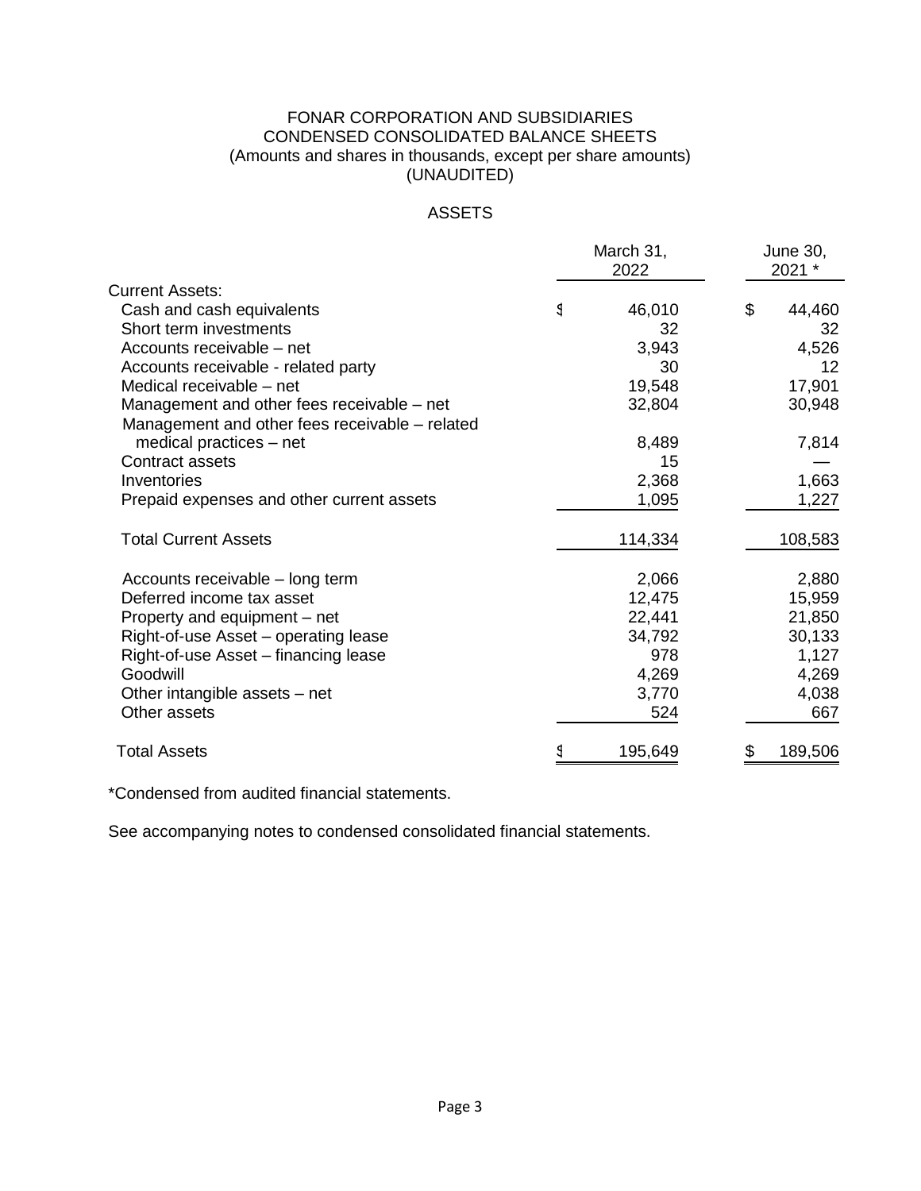FONAR CORPORATION AND SUBSIDIARIES
CONDENSED CONSOLIDATED BALANCE SHEETS
(Amounts and shares in thousands, except per share amounts)
(UNAUDITED)

ASSETS

| | March 31, 2022 | June 30, 2021 * |
|---|---|---|
| **Current Assets:** | | |
| Cash and cash equivalents | $ 46,010 | $ 44,460 |
| Short term investments | 32 | 32 |
| Accounts receivable – net | 3,943 | 4,526 |
| Accounts receivable - related party | 30 | 12 |
| Medical receivable – net | 19,548 | 17,901 |
| Management and other fees receivable – net | 32,804 | 30,948 |
| Management and other fees receivable – related medical practices – net | 8,489 | 7,814 |
| Contract assets | 15 | — |
| Inventories | 2,368 | 1,663 |
| Prepaid expenses and other current assets | 1,095 | 1,227 |
| Total Current Assets | 114,334 | 108,583 |
| Accounts receivable – long term | 2,066 | 2,880 |
| Deferred income tax asset | 12,475 | 15,959 |
| Property and equipment – net | 22,441 | 21,850 |
| Right-of-use Asset – operating lease | 34,792 | 30,133 |
| Right-of-use Asset – financing lease | 978 | 1,127 |
| Goodwill | 4,269 | 4,269 |
| Other intangible assets – net | 3,770 | 4,038 |
| Other assets | 524 | 667 |
| Total Assets | $ 195,649 | $ 189,506 |

*Condensed from audited financial statements.

See accompanying notes to condensed consolidated financial statements.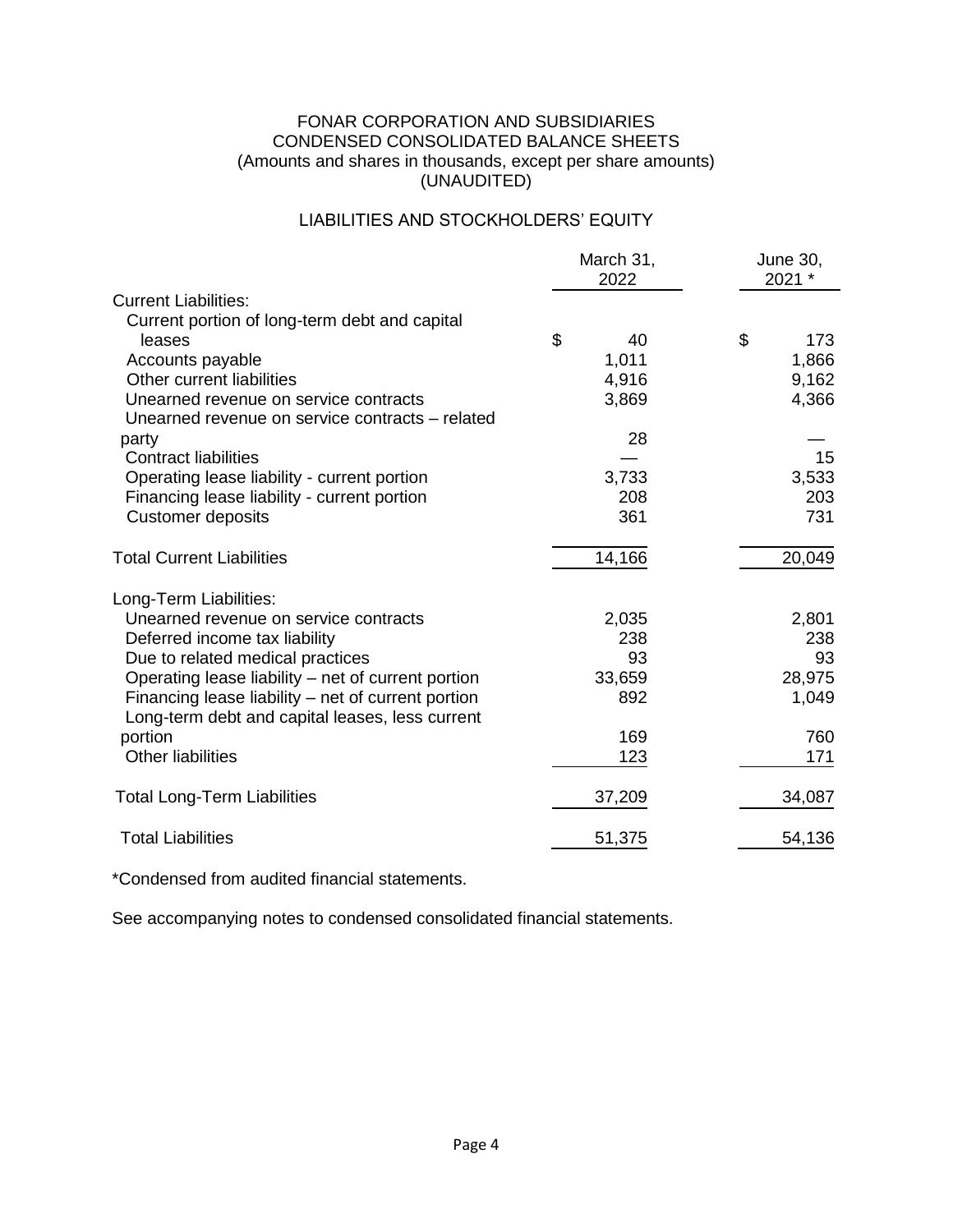FONAR CORPORATION AND SUBSIDIARIES
CONDENSED CONSOLIDATED BALANCE SHEETS
(Amounts and shares in thousands, except per share amounts)
(UNAUDITED)

LIABILITIES AND STOCKHOLDERS' EQUITY

| | March 31, 2022 | June 30, 2021 * |
|---|---|---|
| Current Liabilities: | | |
| Current portion of long-term debt and capital leases | $ 40 | $ 173 |
| Accounts payable | 1,011 | 1,866 |
| Other current liabilities | 4,916 | 9,162 |
| Unearned revenue on service contracts | 3,869 | 4,366 |
| Unearned revenue on service contracts – related party | 28 | — |
| Contract liabilities | — | 15 |
| Operating lease liability - current portion | 3,733 | 3,533 |
| Financing lease liability - current portion | 208 | 203 |
| Customer deposits | 361 | 731 |
| Total Current Liabilities | 14,166 | 20,049 |
| Long-Term Liabilities: | | |
| Unearned revenue on service contracts | 2,035 | 2,801 |
| Deferred income tax liability | 238 | 238 |
| Due to related medical practices | 93 | 93 |
| Operating lease liability – net of current portion | 33,659 | 28,975 |
| Financing lease liability – net of current portion | 892 | 1,049 |
| Long-term debt and capital leases, less current portion | 169 | 760 |
| Other liabilities | 123 | 171 |
| Total Long-Term Liabilities | 37,209 | 34,087 |
| Total Liabilities | 51,375 | 54,136 |

*Condensed from audited financial statements.

See accompanying notes to condensed consolidated financial statements.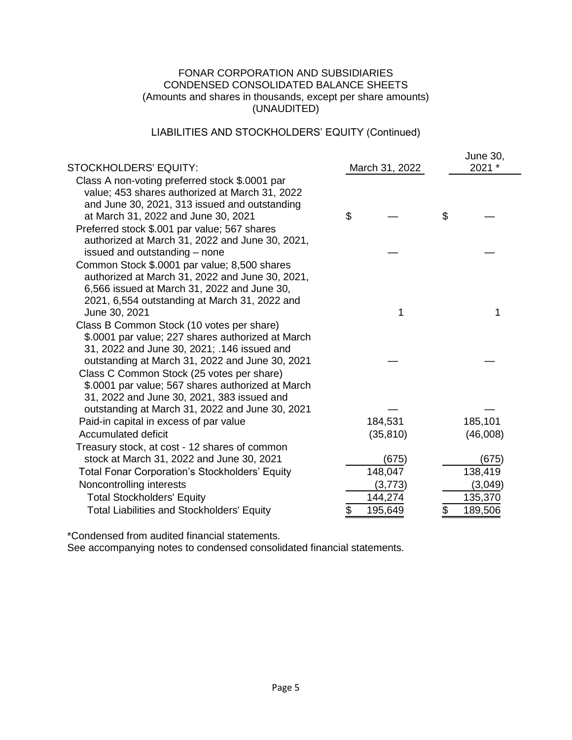FONAR CORPORATION AND SUBSIDIARIES
CONDENSED CONSOLIDATED BALANCE SHEETS
(Amounts and shares in thousands, except per share amounts)
(UNAUDITED)

LIABILITIES AND STOCKHOLDERS' EQUITY (Continued)

| STOCKHOLDERS' EQUITY: | March 31, 2022 | June 30, 2021 * |
|---|---|---|
| Class A non-voting preferred stock $.0001 par value; 453 shares authorized at March 31, 2022 and June 30, 2021, 313 issued and outstanding at March 31, 2022 and June 30, 2021 | $ — | $ — |
| Preferred stock $.001 par value; 567 shares authorized at March 31, 2022 and June 30, 2021, issued and outstanding – none | — | — |
| Common Stock $.0001 par value; 8,500 shares authorized at March 31, 2022 and June 30, 2021, 6,566 issued at March 31, 2022 and June 30, 2021, 6,554 outstanding at March 31, 2022 and June 30, 2021 | 1 | 1 |
| Class B Common Stock (10 votes per share) $.0001 par value; 227 shares authorized at March 31, 2022 and June 30, 2021; .146 issued and outstanding at March 31, 2022 and June 30, 2021 | — | — |
| Class C Common Stock (25 votes per share) $.0001 par value; 567 shares authorized at March 31, 2022 and June 30, 2021, 383 issued and outstanding at March 31, 2022 and June 30, 2021 | — | — |
| Paid-in capital in excess of par value | 184,531 | 185,101 |
| Accumulated deficit | (35,810) | (46,008) |
| Treasury stock, at cost - 12 shares of common stock at March 31, 2022 and June 30, 2021 | (675) | (675) |
| Total Fonar Corporation's Stockholders' Equity | 148,047 | 138,419 |
| Noncontrolling interests | (3,773) | (3,049) |
| Total Stockholders' Equity | 144,274 | 135,370 |
| Total Liabilities and Stockholders' Equity | $ 195,649 | $ 189,506 |

*Condensed from audited financial statements.
See accompanying notes to condensed consolidated financial statements.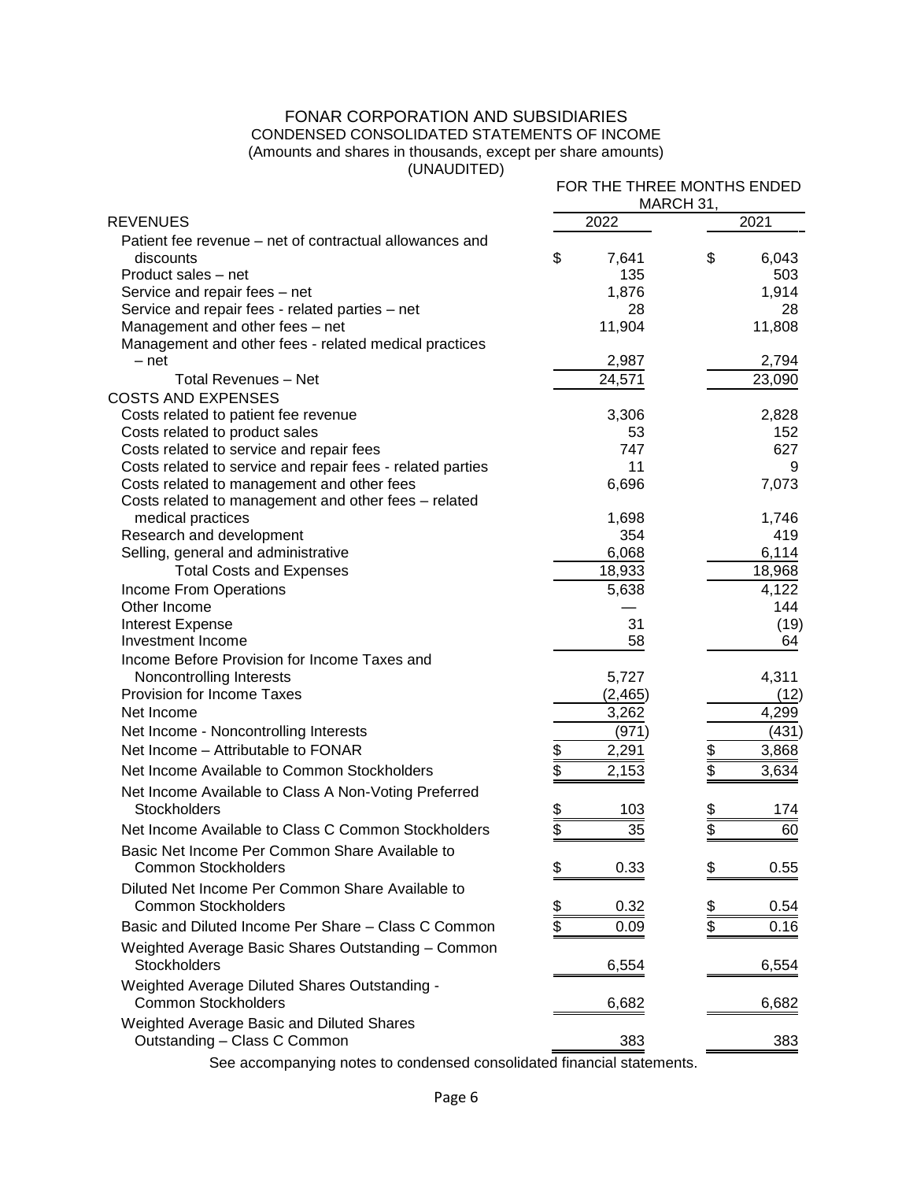# FONAR CORPORATION AND SUBSIDIARIES

## CONDENSED CONSOLIDATED STATEMENTS OF INCOME

(Amounts and shares in thousands, except per share amounts)

(UNAUDITED)

| | FOR THE THREE MONTHS ENDED MARCH 31, | |
|---|---|---|
| **REVENUES** | **2022** | **2021** |
| Patient fee revenue – net of contractual allowances and discounts | $ 7,641 | $ 6,043 |
| Product sales – net | 135 | 503 |
| Service and repair fees – net | 1,876 | 1,914 |
| Service and repair fees - related parties – net | 28 | 28 |
| Management and other fees – net | 11,904 | 11,808 |
| Management and other fees - related medical practices – net | 2,987 | 2,794 |
| Total Revenues – Net | 24,571 | 23,090 |
| **COSTS AND EXPENSES** | | |
| Costs related to patient fee revenue | 3,306 | 2,828 |
| Costs related to product sales | 53 | 152 |
| Costs related to service and repair fees | 747 | 627 |
| Costs related to service and repair fees - related parties | 11 | 9 |
| Costs related to management and other fees | 6,696 | 7,073 |
| Costs related to management and other fees – related medical practices | 1,698 | 1,746 |
| Research and development | 354 | 419 |
| Selling, general and administrative | 6,068 | 6,114 |
| Total Costs and Expenses | 18,933 | 18,968 |
| Income From Operations | 5,638 | 4,122 |
| Other Income | — | 144 |
| Interest Expense | 31 | (19) |
| Investment Income | 58 | 64 |
| Income Before Provision for Income Taxes and Noncontrolling Interests | 5,727 | 4,311 |
| Provision for Income Taxes | (2,465) | (12) |
| Net Income | 3,262 | 4,299 |
| Net Income - Noncontrolling Interests | (971) | (431) |
| Net Income – Attributable to FONAR | $ 2,291 | $ 3,868 |
| Net Income Available to Common Stockholders | $ 2,153 | $ 3,634 |
| Net Income Available to Class A Non-Voting Preferred Stockholders | $ 103 | $ 174 |
| Net Income Available to Class C Common Stockholders | $ 35 | $ 60 |
| Basic Net Income Per Common Share Available to Common Stockholders | $ 0.33 | $ 0.55 |
| Diluted Net Income Per Common Share Available to Common Stockholders | $ 0.32 | $ 0.54 |
| Basic and Diluted Income Per Share – Class C Common | $ 0.09 | $ 0.16 |
| Weighted Average Basic Shares Outstanding – Common Stockholders | 6,554 | 6,554 |
| Weighted Average Diluted Shares Outstanding - Common Stockholders | 6,682 | 6,682 |
| Weighted Average Basic and Diluted Shares Outstanding – Class C Common | 383 | 383 |

See accompanying notes to condensed consolidated financial statements.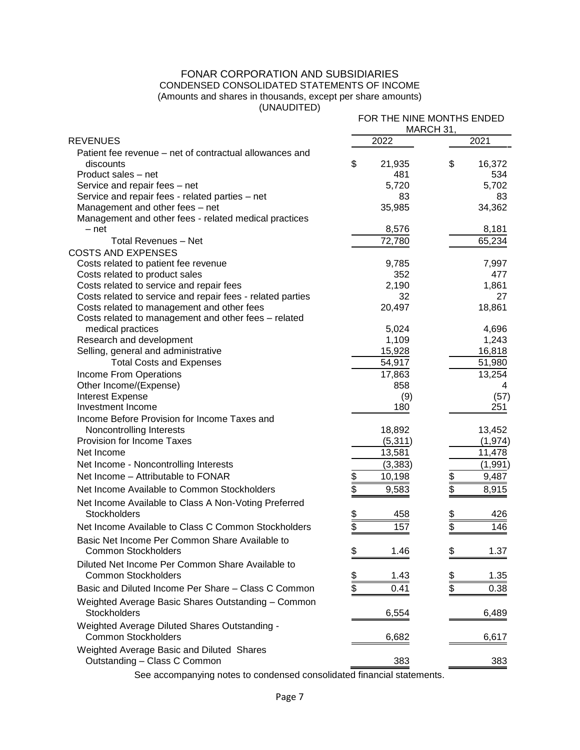# FONAR CORPORATION AND SUBSIDIARIES

## CONDENSED CONSOLIDATED STATEMENTS OF INCOME

(Amounts and shares in thousands, except per share amounts)

(UNAUDITED)

| | FOR THE NINE MONTHS ENDED MARCH 31, | |
|---|---|---|
| REVENUES | 2022 | 2021 |
| Patient fee revenue – net of contractual allowances and discounts | $ 21,935 | $ 16,372 |
| Product sales – net | 481 | 534 |
| Service and repair fees – net | 5,720 | 5,702 |
| Service and repair fees - related parties – net | 83 | 83 |
| Management and other fees – net | 35,985 | 34,362 |
| Management and other fees - related medical practices – net | 8,576 | 8,181 |
| Total Revenues – Net | 72,780 | 65,234 |
| COSTS AND EXPENSES | | |
| Costs related to patient fee revenue | 9,785 | 7,997 |
| Costs related to product sales | 352 | 477 |
| Costs related to service and repair fees | 2,190 | 1,861 |
| Costs related to service and repair fees - related parties | 32 | 27 |
| Costs related to management and other fees | 20,497 | 18,861 |
| Costs related to management and other fees – related medical practices | 5,024 | 4,696 |
| Research and development | 1,109 | 1,243 |
| Selling, general and administrative | 15,928 | 16,818 |
| Total Costs and Expenses | 54,917 | 51,980 |
| Income From Operations | 17,863 | 13,254 |
| Other Income/(Expense) | 858 | 4 |
| Interest Expense | (9) | (57) |
| Investment Income | 180 | 251 |
| Income Before Provision for Income Taxes and Noncontrolling Interests | 18,892 | 13,452 |
| Provision for Income Taxes | (5,311) | (1,974) |
| Net Income | 13,581 | 11,478 |
| Net Income - Noncontrolling Interests | (3,383) | (1,991) |
| Net Income – Attributable to FONAR | $ 10,198 | $ 9,487 |
| Net Income Available to Common Stockholders | $ 9,583 | $ 8,915 |
| Net Income Available to Class A Non-Voting Preferred Stockholders | $ 458 | $ 426 |
| Net Income Available to Class C Common Stockholders | $ 157 | $ 146 |
| Basic Net Income Per Common Share Available to Common Stockholders | $ 1.46 | $ 1.37 |
| Diluted Net Income Per Common Share Available to Common Stockholders | $ 1.43 | $ 1.35 |
| Basic and Diluted Income Per Share – Class C Common | $ 0.41 | $ 0.38 |
| Weighted Average Basic Shares Outstanding – Common Stockholders | 6,554 | 6,489 |
| Weighted Average Diluted Shares Outstanding - Common Stockholders | 6,682 | 6,617 |
| Weighted Average Basic and Diluted Shares Outstanding – Class C Common | 383 | 383 |

See accompanying notes to condensed consolidated financial statements.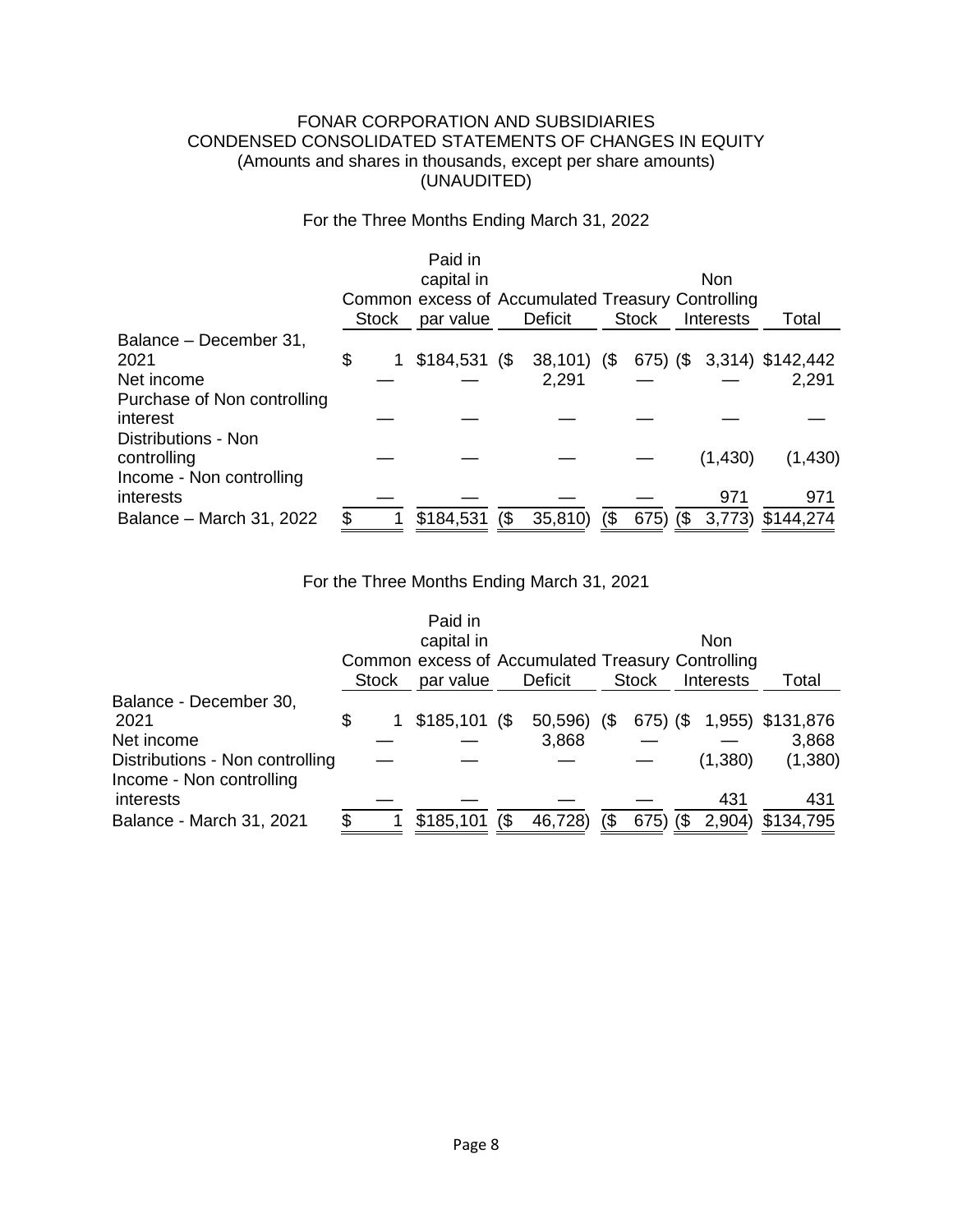FONAR CORPORATION AND SUBSIDIARIES
CONDENSED CONSOLIDATED STATEMENTS OF CHANGES IN EQUITY
(Amounts and shares in thousands, except per share amounts)
(UNAUDITED)

For the Three Months Ending March 31, 2022

| | Common Stock | Paid in capital in excess of par value | Accumulated Deficit | Treasury Stock | Non Controlling Interests | Total |
|---|---|---|---|---|---|---|
| Balance – December 31, 2021 | $ 1 | $184,531 | ($ 38,101) | ($ 675) | ($ 3,314) | $142,442 |
| Net income | — | — | 2,291 | — | — | 2,291 |
| Purchase of Non controlling interest | — | — | — | — | — | — |
| Distributions - Non controlling | — | — | — | — | (1,430) | (1,430) |
| Income - Non controlling interests | — | — | — | — | 971 | 971 |
| Balance – March 31, 2022 | $ 1 | $184,531 | ($ 35,810) | ($ 675) | ($ 3,773) | $144,274 |

For the Three Months Ending March 31, 2021

| | Common Stock | Paid in capital in excess of par value | Accumulated Deficit | Treasury Stock | Non Controlling Interests | Total |
|---|---|---|---|---|---|---|
| Balance - December 30, 2021 | $ 1 | $185,101 | ($ 50,596) | ($ 675) | ($ 1,955) | $131,876 |
| Net income | — | — | 3,868 | — | — | 3,868 |
| Distributions - Non controlling | — | — | — | — | (1,380) | (1,380) |
| Income - Non controlling interests | — | — | — | — | 431 | 431 |
| Balance - March 31, 2021 | $ 1 | $185,101 | ($ 46,728) | ($ 675) | ($ 2,904) | $134,795 |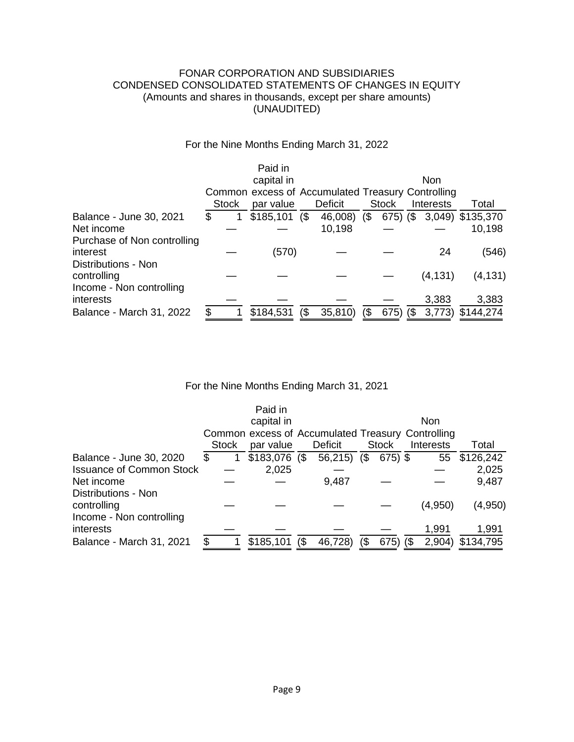FONAR CORPORATION AND SUBSIDIARIES
CONDENSED CONSOLIDATED STATEMENTS OF CHANGES IN EQUITY
(Amounts and shares in thousands, except per share amounts)
(UNAUDITED)

For the Nine Months Ending March 31, 2022

| | Common Stock | Paid in capital in excess of par value | Accumulated Deficit | Treasury Stock | Non Controlling Interests | Total |
|---|---|---|---|---|---|---|
| Balance - June 30, 2021 | $ 1 | $185,101 | ($ 46,008) | ($ 675) | ($ 3,049) | $135,370 |
| Net income | — | — | 10,198 | — | — | 10,198 |
| Purchase of Non controlling interest | — | (570) | — | — | 24 | (546) |
| Distributions - Non controlling | — | — | — | — | (4,131) | (4,131) |
| Income - Non controlling interests | — | — | — | — | 3,383 | 3,383 |
| Balance - March 31, 2022 | $ 1 | $184,531 | ($ 35,810) | ($ 675) | ($ 3,773) | $144,274 |

For the Nine Months Ending March 31, 2021

| | Common Stock | Paid in capital in excess of par value | Accumulated Deficit | Treasury Stock | Non Controlling Interests | Total |
|---|---|---|---|---|---|---|
| Balance - June 30, 2020 | $ 1 | $183,076 | ($ 56,215) | ($ 675) | $ 55 | $126,242 |
| Issuance of Common Stock | — | 2,025 | — | | — | 2,025 |
| Net income | — | — | 9,487 | — | — | 9,487 |
| Distributions - Non controlling | — | — | — | — | (4,950) | (4,950) |
| Income - Non controlling interests | — | — | — | — | 1,991 | 1,991 |
| Balance - March 31, 2021 | $ 1 | $185,101 | ($ 46,728) | ($ 675) | ($ 2,904) | $134,795 |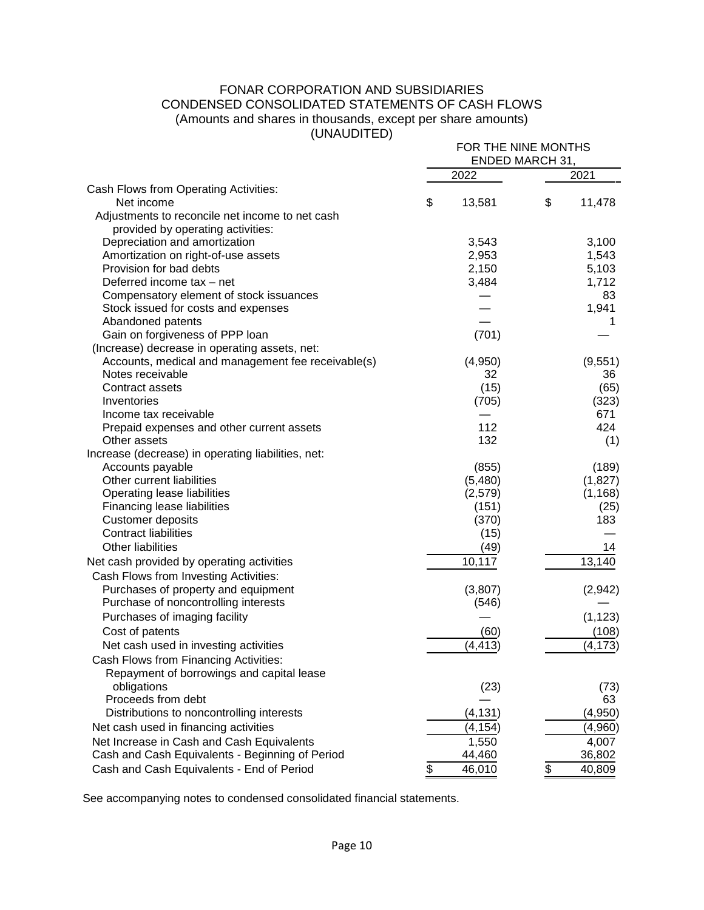# FONAR CORPORATION AND SUBSIDIARIES
## CONDENSED CONSOLIDATED STATEMENTS OF CASH FLOWS
### (Amounts and shares in thousands, except per share amounts)
### (UNAUDITED)

| | FOR THE NINE MONTHS ENDED MARCH 31, | |
|---|---|---|
| | 2022 | 2021 |
| Cash Flows from Operating Activities: | | |
| Net income | $ 13,581 | $ 11,478 |
| Adjustments to reconcile net income to net cash provided by operating activities: | | |
| Depreciation and amortization | 3,543 | 3,100 |
| Amortization on right-of-use assets | 2,953 | 1,543 |
| Provision for bad debts | 2,150 | 5,103 |
| Deferred income tax – net | 3,484 | 1,712 |
| Compensatory element of stock issuances | — | 83 |
| Stock issued for costs and expenses | — | 1,941 |
| Abandoned patents | — | 1 |
| Gain on forgiveness of PPP loan | (701) | — |
| (Increase) decrease in operating assets, net: | | |
| Accounts, medical and management fee receivable(s) | (4,950) | (9,551) |
| Notes receivable | 32 | 36 |
| Contract assets | (15) | (65) |
| Inventories | (705) | (323) |
| Income tax receivable | — | 671 |
| Prepaid expenses and other current assets | 112 | 424 |
| Other assets | 132 | (1) |
| Increase (decrease) in operating liabilities, net: | | |
| Accounts payable | (855) | (189) |
| Other current liabilities | (5,480) | (1,827) |
| Operating lease liabilities | (2,579) | (1,168) |
| Financing lease liabilities | (151) | (25) |
| Customer deposits | (370) | 183 |
| Contract liabilities | (15) | — |
| Other liabilities | (49) | 14 |
| Net cash provided by operating activities | 10,117 | 13,140 |
| Cash Flows from Investing Activities: | | |
| Purchases of property and equipment | (3,807) | (2,942) |
| Purchase of noncontrolling interests | (546) | — |
| Purchases of imaging facility | — | (1,123) |
| Cost of patents | (60) | (108) |
| Net cash used in investing activities | (4,413) | (4,173) |
| Cash Flows from Financing Activities: | | |
| Repayment of borrowings and capital lease obligations | (23) | (73) |
| Proceeds from debt | — | 63 |
| Distributions to noncontrolling interests | (4,131) | (4,950) |
| Net cash used in financing activities | (4,154) | (4,960) |
| Net Increase in Cash and Cash Equivalents | 1,550 | 4,007 |
| Cash and Cash Equivalents - Beginning of Period | 44,460 | 36,802 |
| Cash and Cash Equivalents - End of Period | $ 46,010 | $ 40,809 |

See accompanying notes to condensed consolidated financial statements.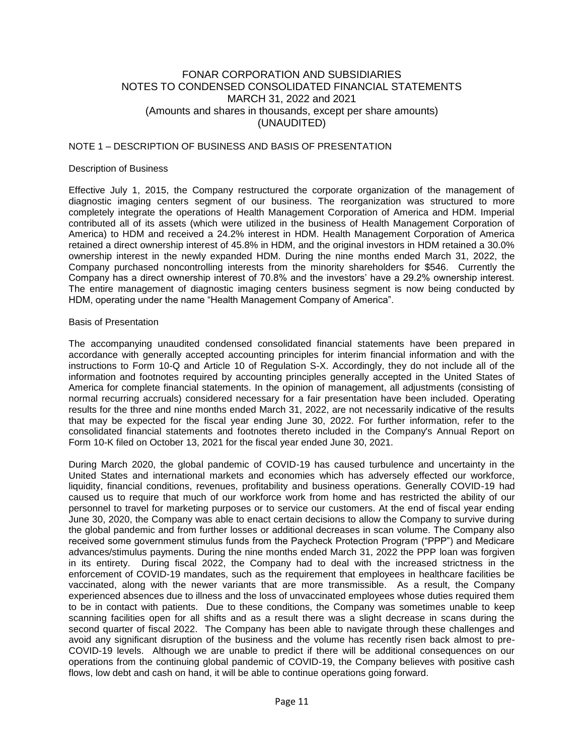# FONAR CORPORATION AND SUBSIDIARIES
## NOTES TO CONDENSED CONSOLIDATED FINANCIAL STATEMENTS
## MARCH 31, 2022 and 2021
### (Amounts and shares in thousands, except per share amounts)
### (UNAUDITED)

NOTE 1 – DESCRIPTION OF BUSINESS AND BASIS OF PRESENTATION

Description of Business

Effective July 1, 2015, the Company restructured the corporate organization of the management of diagnostic imaging centers segment of our business. The reorganization was structured to more completely integrate the operations of Health Management Corporation of America and HDM. Imperial contributed all of its assets (which were utilized in the business of Health Management Corporation of America) to HDM and received a 24.2% interest in HDM. Health Management Corporation of America retained a direct ownership interest of 45.8% in HDM, and the original investors in HDM retained a 30.0% ownership interest in the newly expanded HDM. During the nine months ended March 31, 2022, the Company purchased noncontrolling interests from the minority shareholders for $546. Currently the Company has a direct ownership interest of 70.8% and the investors' have a 29.2% ownership interest. The entire management of diagnostic imaging centers business segment is now being conducted by HDM, operating under the name "Health Management Company of America".

Basis of Presentation

The accompanying unaudited condensed consolidated financial statements have been prepared in accordance with generally accepted accounting principles for interim financial information and with the instructions to Form 10-Q and Article 10 of Regulation S-X. Accordingly, they do not include all of the information and footnotes required by accounting principles generally accepted in the United States of America for complete financial statements. In the opinion of management, all adjustments (consisting of normal recurring accruals) considered necessary for a fair presentation have been included. Operating results for the three and nine months ended March 31, 2022, are not necessarily indicative of the results that may be expected for the fiscal year ending June 30, 2022. For further information, refer to the consolidated financial statements and footnotes thereto included in the Company's Annual Report on Form 10-K filed on October 13, 2021 for the fiscal year ended June 30, 2021.

During March 2020, the global pandemic of COVID-19 has caused turbulence and uncertainty in the United States and international markets and economies which has adversely effected our workforce, liquidity, financial conditions, revenues, profitability and business operations. Generally COVID-19 had caused us to require that much of our workforce work from home and has restricted the ability of our personnel to travel for marketing purposes or to service our customers. At the end of fiscal year ending June 30, 2020, the Company was able to enact certain decisions to allow the Company to survive during the global pandemic and from further losses or additional decreases in scan volume. The Company also received some government stimulus funds from the Paycheck Protection Program ("PPP") and Medicare advances/stimulus payments. During the nine months ended March 31, 2022 the PPP loan was forgiven in its entirety. During fiscal 2022, the Company had to deal with the increased strictness in the enforcement of COVID-19 mandates, such as the requirement that employees in healthcare facilities be vaccinated, along with the newer variants that are more transmissible. As a result, the Company experienced absences due to illness and the loss of unvaccinated employees whose duties required them to be in contact with patients. Due to these conditions, the Company was sometimes unable to keep scanning facilities open for all shifts and as a result there was a slight decrease in scans during the second quarter of fiscal 2022. The Company has been able to navigate through these challenges and avoid any significant disruption of the business and the volume has recently risen back almost to pre-COVID-19 levels. Although we are unable to predict if there will be additional consequences on our operations from the continuing global pandemic of COVID-19, the Company believes with positive cash flows, low debt and cash on hand, it will be able to continue operations going forward.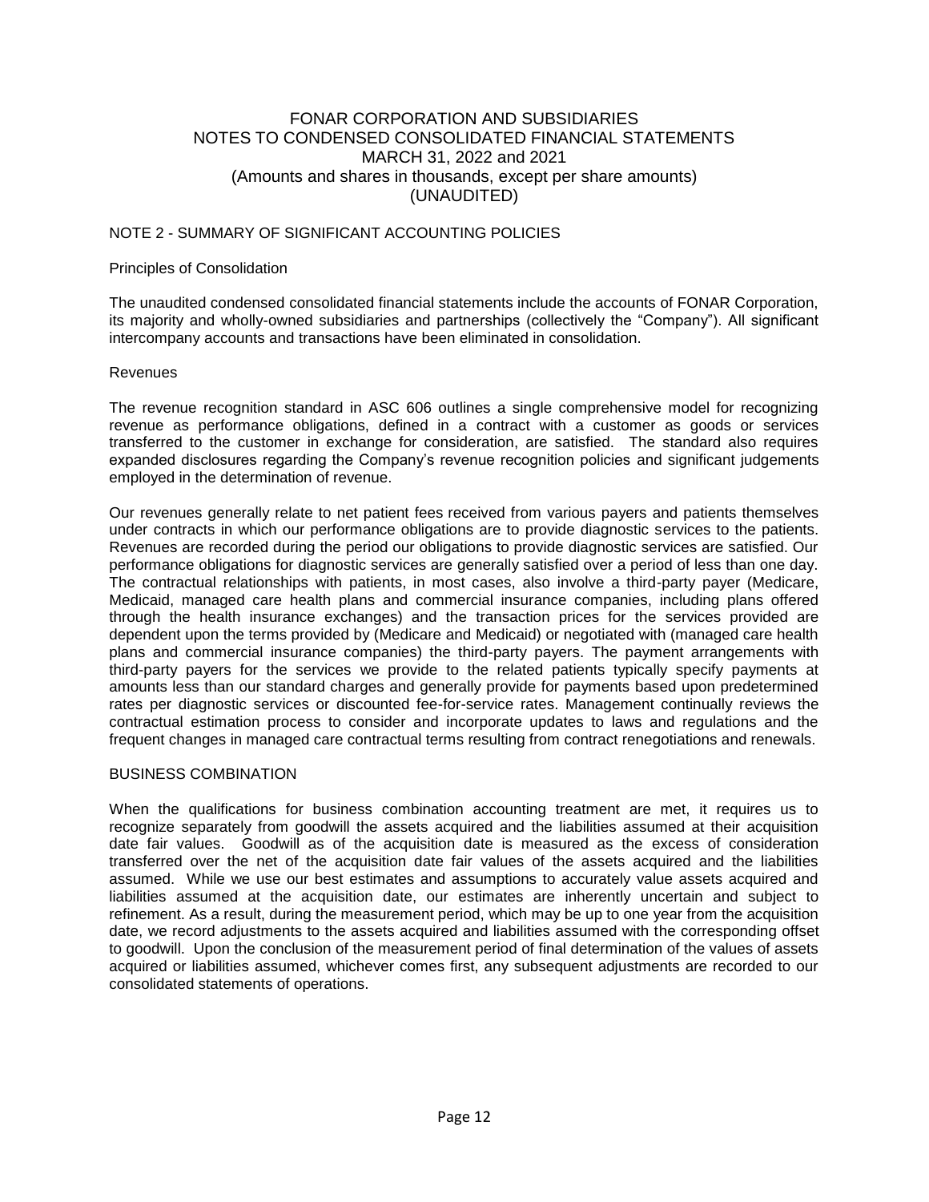# FONAR CORPORATION AND SUBSIDIARIES
## NOTES TO CONDENSED CONSOLIDATED FINANCIAL STATEMENTS
## MARCH 31, 2022 and 2021
### (Amounts and shares in thousands, except per share amounts)
### (UNAUDITED)

NOTE 2 - SUMMARY OF SIGNIFICANT ACCOUNTING POLICIES

Principles of Consolidation

The unaudited condensed consolidated financial statements include the accounts of FONAR Corporation, its majority and wholly-owned subsidiaries and partnerships (collectively the "Company"). All significant intercompany accounts and transactions have been eliminated in consolidation.

Revenues

The revenue recognition standard in ASC 606 outlines a single comprehensive model for recognizing revenue as performance obligations, defined in a contract with a customer as goods or services transferred to the customer in exchange for consideration, are satisfied. The standard also requires expanded disclosures regarding the Company's revenue recognition policies and significant judgements employed in the determination of revenue.

Our revenues generally relate to net patient fees received from various payers and patients themselves under contracts in which our performance obligations are to provide diagnostic services to the patients. Revenues are recorded during the period our obligations to provide diagnostic services are satisfied. Our performance obligations for diagnostic services are generally satisfied over a period of less than one day. The contractual relationships with patients, in most cases, also involve a third-party payer (Medicare, Medicaid, managed care health plans and commercial insurance companies, including plans offered through the health insurance exchanges) and the transaction prices for the services provided are dependent upon the terms provided by (Medicare and Medicaid) or negotiated with (managed care health plans and commercial insurance companies) the third-party payers. The payment arrangements with third-party payers for the services we provide to the related patients typically specify payments at amounts less than our standard charges and generally provide for payments based upon predetermined rates per diagnostic services or discounted fee-for-service rates. Management continually reviews the contractual estimation process to consider and incorporate updates to laws and regulations and the frequent changes in managed care contractual terms resulting from contract renegotiations and renewals.

BUSINESS COMBINATION

When the qualifications for business combination accounting treatment are met, it requires us to recognize separately from goodwill the assets acquired and the liabilities assumed at their acquisition date fair values. Goodwill as of the acquisition date is measured as the excess of consideration transferred over the net of the acquisition date fair values of the assets acquired and the liabilities assumed. While we use our best estimates and assumptions to accurately value assets acquired and liabilities assumed at the acquisition date, our estimates are inherently uncertain and subject to refinement. As a result, during the measurement period, which may be up to one year from the acquisition date, we record adjustments to the assets acquired and liabilities assumed with the corresponding offset to goodwill. Upon the conclusion of the measurement period of final determination of the values of assets acquired or liabilities assumed, whichever comes first, any subsequent adjustments are recorded to our consolidated statements of operations.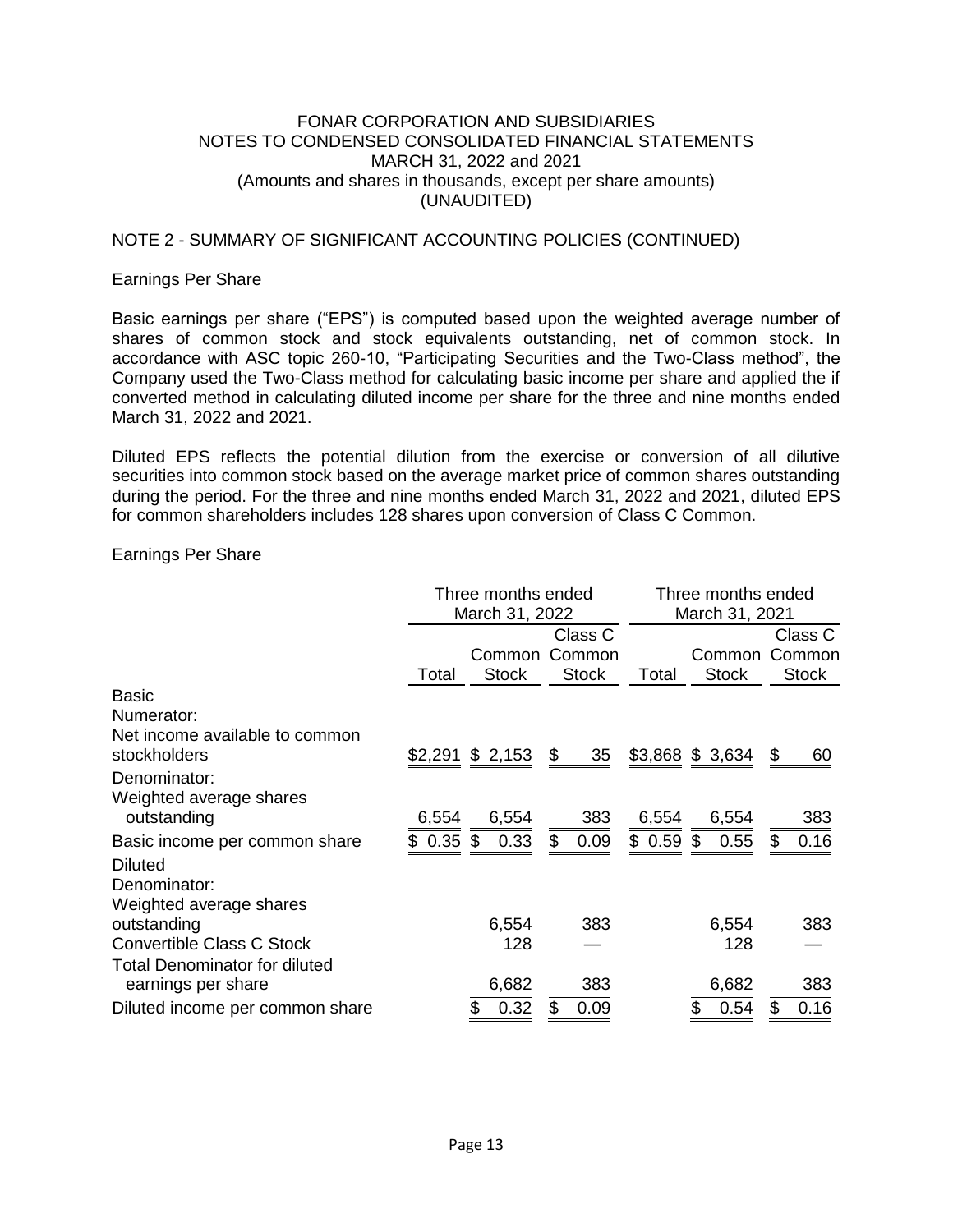FONAR CORPORATION AND SUBSIDIARIES
NOTES TO CONDENSED CONSOLIDATED FINANCIAL STATEMENTS
MARCH 31, 2022 and 2021
(Amounts and shares in thousands, except per share amounts)
(UNAUDITED)

NOTE 2 - SUMMARY OF SIGNIFICANT ACCOUNTING POLICIES (CONTINUED)

Earnings Per Share

Basic earnings per share ("EPS") is computed based upon the weighted average number of shares of common stock and stock equivalents outstanding, net of common stock. In accordance with ASC topic 260-10, "Participating Securities and the Two-Class method", the Company used the Two-Class method for calculating basic income per share and applied the if converted method in calculating diluted income per share for the three and nine months ended March 31, 2022 and 2021.

Diluted EPS reflects the potential dilution from the exercise or conversion of all dilutive securities into common stock based on the average market price of common shares outstanding during the period. For the three and nine months ended March 31, 2022 and 2021, diluted EPS for common shareholders includes 128 shares upon conversion of Class C Common.

Earnings Per Share

| | Three months ended March 31, 2022 | | | Three months ended March 31, 2021 | | |
|---|---|---|---|---|---|---|
| | Total | Common Stock | Class C Common Stock | Total | Common Stock | Class C Common Stock |
| Basic | | | | | | |
| Numerator: | | | | | | |
| Net income available to common stockholders | $2,291 | $ 2,153 | $ 35 | $3,868 | $ 3,634 | $ 60 |
| Denominator: | | | | | | |
| Weighted average shares outstanding | 6,554 | 6,554 | 383 | 6,554 | 6,554 | 383 |
| Basic income per common share | $ 0.35 | $ 0.33 | $ 0.09 | $ 0.59 | $ 0.55 | $ 0.16 |
| Diluted | | | | | | |
| Denominator: | | | | | | |
| Weighted average shares outstanding | | 6,554 | 383 | | 6,554 | 383 |
| Convertible Class C Stock | | 128 | — | | 128 | — |
| Total Denominator for diluted earnings per share | | 6,682 | 383 | | 6,682 | 383 |
| Diluted income per common share | | $ 0.32 | $ 0.09 | | $ 0.54 | $ 0.16 |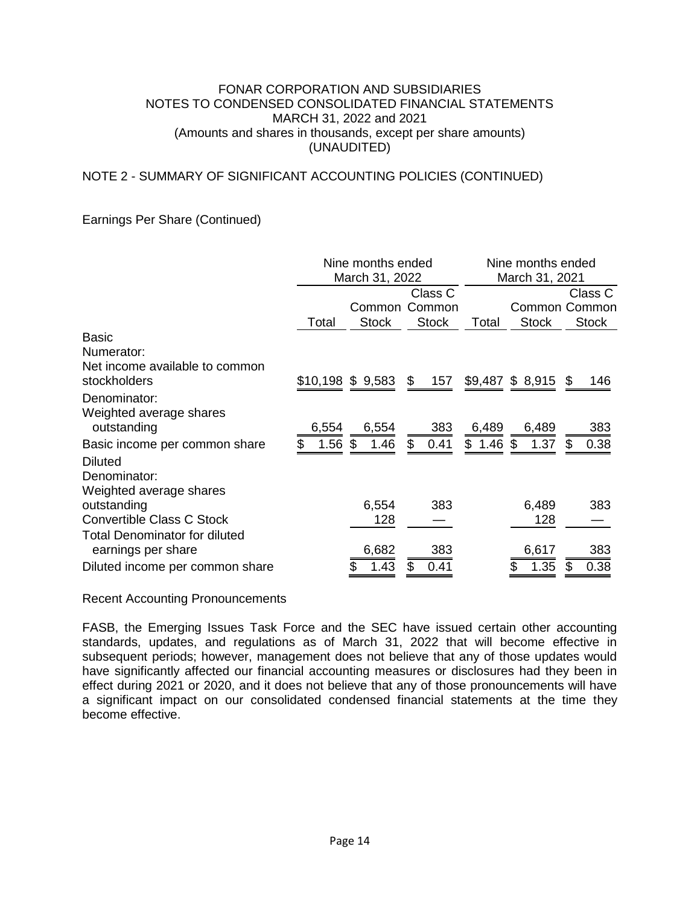FONAR CORPORATION AND SUBSIDIARIES
NOTES TO CONDENSED CONSOLIDATED FINANCIAL STATEMENTS
MARCH 31, 2022 and 2021
(Amounts and shares in thousands, except per share amounts)
(UNAUDITED)

NOTE 2 - SUMMARY OF SIGNIFICANT ACCOUNTING POLICIES (CONTINUED)

Earnings Per Share (Continued)

| | Nine months ended March 31, 2022 | | | Nine months ended March 31, 2021 | | |
|---|---|---|---|---|---|---|
| | Total | Common Stock | Class C Common Stock | Total | Common Stock | Class C Common Stock |
| **Basic** | | | | | | |
| Numerator: | | | | | | |
| Net income available to common stockholders | $10,198 | $ 9,583 | $ 157 | $9,487 | $ 8,915 | $ 146 |
| Denominator: | | | | | | |
| Weighted average shares outstanding | 6,554 | 6,554 | 383 | 6,489 | 6,489 | 383 |
| Basic income per common share | $ 1.56 | $ 1.46 | $ 0.41 | $ 1.46 | $ 1.37 | $ 0.38 |
| **Diluted** | | | | | | |
| Denominator: | | | | | | |
| Weighted average shares outstanding | | 6,554 | 383 | | 6,489 | 383 |
| Convertible Class C Stock | | 128 | — | | 128 | — |
| Total Denominator for diluted earnings per share | | 6,682 | 383 | | 6,617 | 383 |
| Diluted income per common share | | $ 1.43 | $ 0.41 | | $ 1.35 | $ 0.38 |

Recent Accounting Pronouncements

FASB, the Emerging Issues Task Force and the SEC have issued certain other accounting standards, updates, and regulations as of March 31, 2022 that will become effective in subsequent periods; however, management does not believe that any of those updates would have significantly affected our financial accounting measures or disclosures had they been in effect during 2021 or 2020, and it does not believe that any of those pronouncements will have a significant impact on our consolidated condensed financial statements at the time they become effective.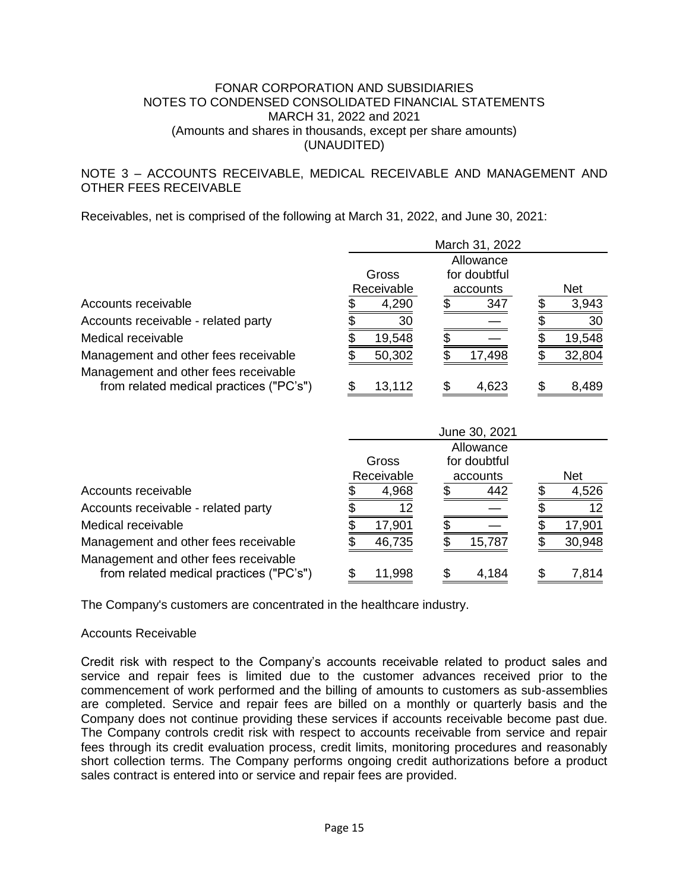FONAR CORPORATION AND SUBSIDIARIES
NOTES TO CONDENSED CONSOLIDATED FINANCIAL STATEMENTS
MARCH 31, 2022 and 2021
(Amounts and shares in thousands, except per share amounts)
(UNAUDITED)

## NOTE 3 – ACCOUNTS RECEIVABLE, MEDICAL RECEIVABLE AND MANAGEMENT AND OTHER FEES RECEIVABLE

Receivables, net is comprised of the following at March 31, 2022, and June 30, 2021:

| | March 31, 2022 | | |
|---|---|---|---|
| | Gross Receivable | Allowance for doubtful accounts | Net |
| Accounts receivable | $ 4,290 | $ 347 | $ 3,943 |
| Accounts receivable - related party | $ 30 | — | $ 30 |
| Medical receivable | $ 19,548 | $ — | $ 19,548 |
| Management and other fees receivable | $ 50,302 | $ 17,498 | $ 32,804 |
| Management and other fees receivable from related medical practices ("PC's") | $ 13,112 | $ 4,623 | $ 8,489 |

| | June 30, 2021 | | |
|---|---|---|---|
| | Gross Receivable | Allowance for doubtful accounts | Net |
| Accounts receivable | $ 4,968 | $ 442 | $ 4,526 |
| Accounts receivable - related party | $ 12 | — | $ 12 |
| Medical receivable | $ 17,901 | $ — | $ 17,901 |
| Management and other fees receivable | $ 46,735 | $ 15,787 | $ 30,948 |
| Management and other fees receivable from related medical practices ("PC's") | $ 11,998 | $ 4,184 | $ 7,814 |

The Company's customers are concentrated in the healthcare industry.

Accounts Receivable

Credit risk with respect to the Company's accounts receivable related to product sales and service and repair fees is limited due to the customer advances received prior to the commencement of work performed and the billing of amounts to customers as sub-assemblies are completed. Service and repair fees are billed on a monthly or quarterly basis and the Company does not continue providing these services if accounts receivable become past due. The Company controls credit risk with respect to accounts receivable from service and repair fees through its credit evaluation process, credit limits, monitoring procedures and reasonably short collection terms. The Company performs ongoing credit authorizations before a product sales contract is entered into or service and repair fees are provided.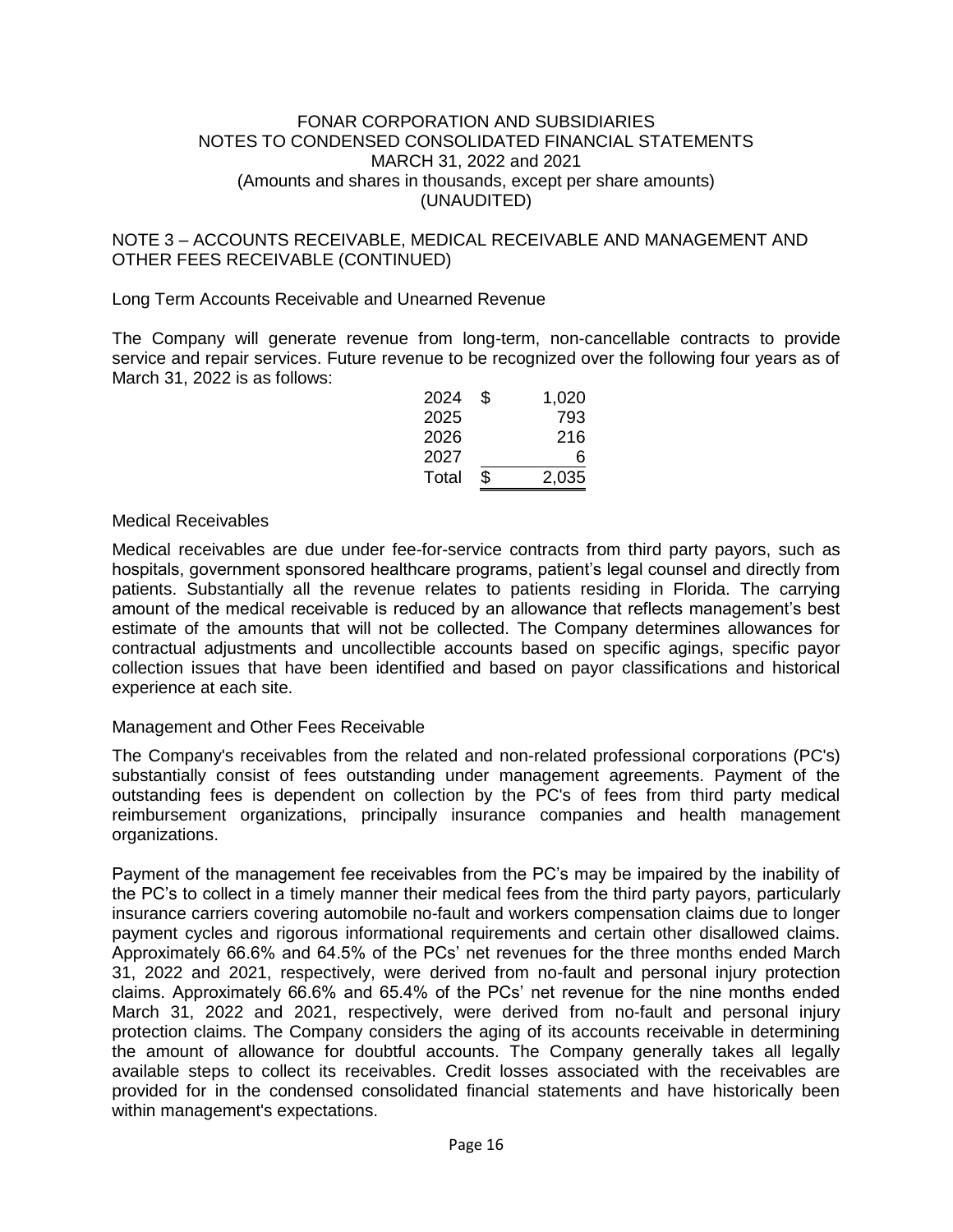FONAR CORPORATION AND SUBSIDIARIES
NOTES TO CONDENSED CONSOLIDATED FINANCIAL STATEMENTS
MARCH 31, 2022 and 2021
(Amounts and shares in thousands, except per share amounts)
(UNAUDITED)

## NOTE 3 – ACCOUNTS RECEIVABLE, MEDICAL RECEIVABLE AND MANAGEMENT AND OTHER FEES RECEIVABLE (CONTINUED)

Long Term Accounts Receivable and Unearned Revenue

The Company will generate revenue from long-term, non-cancellable contracts to provide service and repair services. Future revenue to be recognized over the following four years as of March 31, 2022 is as follows:

| | | |
|---|---|---|
| 2024 | $ | 1,020 |
| 2025 | | 793 |
| 2026 | | 216 |
| 2027 | | 6 |
| Total | $ | 2,035 |

Medical Receivables

Medical receivables are due under fee-for-service contracts from third party payors, such as hospitals, government sponsored healthcare programs, patient's legal counsel and directly from patients. Substantially all the revenue relates to patients residing in Florida. The carrying amount of the medical receivable is reduced by an allowance that reflects management's best estimate of the amounts that will not be collected. The Company determines allowances for contractual adjustments and uncollectible accounts based on specific agings, specific payor collection issues that have been identified and based on payor classifications and historical experience at each site.

Management and Other Fees Receivable

The Company's receivables from the related and non-related professional corporations (PC's) substantially consist of fees outstanding under management agreements. Payment of the outstanding fees is dependent on collection by the PC's of fees from third party medical reimbursement organizations, principally insurance companies and health management organizations.

Payment of the management fee receivables from the PC's may be impaired by the inability of the PC's to collect in a timely manner their medical fees from the third party payors, particularly insurance carriers covering automobile no-fault and workers compensation claims due to longer payment cycles and rigorous informational requirements and certain other disallowed claims. Approximately 66.6% and 64.5% of the PCs' net revenues for the three months ended March 31, 2022 and 2021, respectively, were derived from no-fault and personal injury protection claims. Approximately 66.6% and 65.4% of the PCs' net revenue for the nine months ended March 31, 2022 and 2021, respectively, were derived from no-fault and personal injury protection claims. The Company considers the aging of its accounts receivable in determining the amount of allowance for doubtful accounts. The Company generally takes all legally available steps to collect its receivables. Credit losses associated with the receivables are provided for in the condensed consolidated financial statements and have historically been within management's expectations.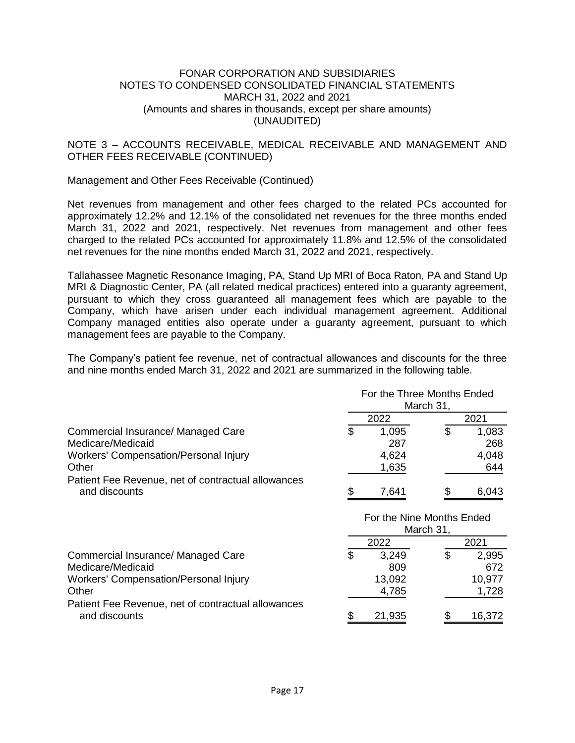FONAR CORPORATION AND SUBSIDIARIES
NOTES TO CONDENSED CONSOLIDATED FINANCIAL STATEMENTS
MARCH 31, 2022 and 2021
(Amounts and shares in thousands, except per share amounts)
(UNAUDITED)

## NOTE 3 – ACCOUNTS RECEIVABLE, MEDICAL RECEIVABLE AND MANAGEMENT AND OTHER FEES RECEIVABLE (CONTINUED)

### Management and Other Fees Receivable (Continued)

Net revenues from management and other fees charged to the related PCs accounted for approximately 12.2% and 12.1% of the consolidated net revenues for the three months ended March 31, 2022 and 2021, respectively. Net revenues from management and other fees charged to the related PCs accounted for approximately 11.8% and 12.5% of the consolidated net revenues for the nine months ended March 31, 2022 and 2021, respectively.

Tallahassee Magnetic Resonance Imaging, PA, Stand Up MRI of Boca Raton, PA and Stand Up MRI & Diagnostic Center, PA (all related medical practices) entered into a guaranty agreement, pursuant to which they cross guaranteed all management fees which are payable to the Company, which have arisen under each individual management agreement. Additional Company managed entities also operate under a guaranty agreement, pursuant to which management fees are payable to the Company.

The Company's patient fee revenue, net of contractual allowances and discounts for the three and nine months ended March 31, 2022 and 2021 are summarized in the following table.

| | For the Three Months Ended March 31, | |
|---|---|---|
| | 2022 | 2021 |
| Commercial Insurance/ Managed Care | $ 1,095 | $ 1,083 |
| Medicare/Medicaid | 287 | 268 |
| Workers' Compensation/Personal Injury | 4,624 | 4,048 |
| Other | 1,635 | 644 |
| Patient Fee Revenue, net of contractual allowances and discounts | $ 7,641 | $ 6,043 |

| | For the Nine Months Ended March 31, | |
|---|---|---|
| | 2022 | 2021 |
| Commercial Insurance/ Managed Care | $ 3,249 | $ 2,995 |
| Medicare/Medicaid | 809 | 672 |
| Workers' Compensation/Personal Injury | 13,092 | 10,977 |
| Other | 4,785 | 1,728 |
| Patient Fee Revenue, net of contractual allowances and discounts | $ 21,935 | $ 16,372 |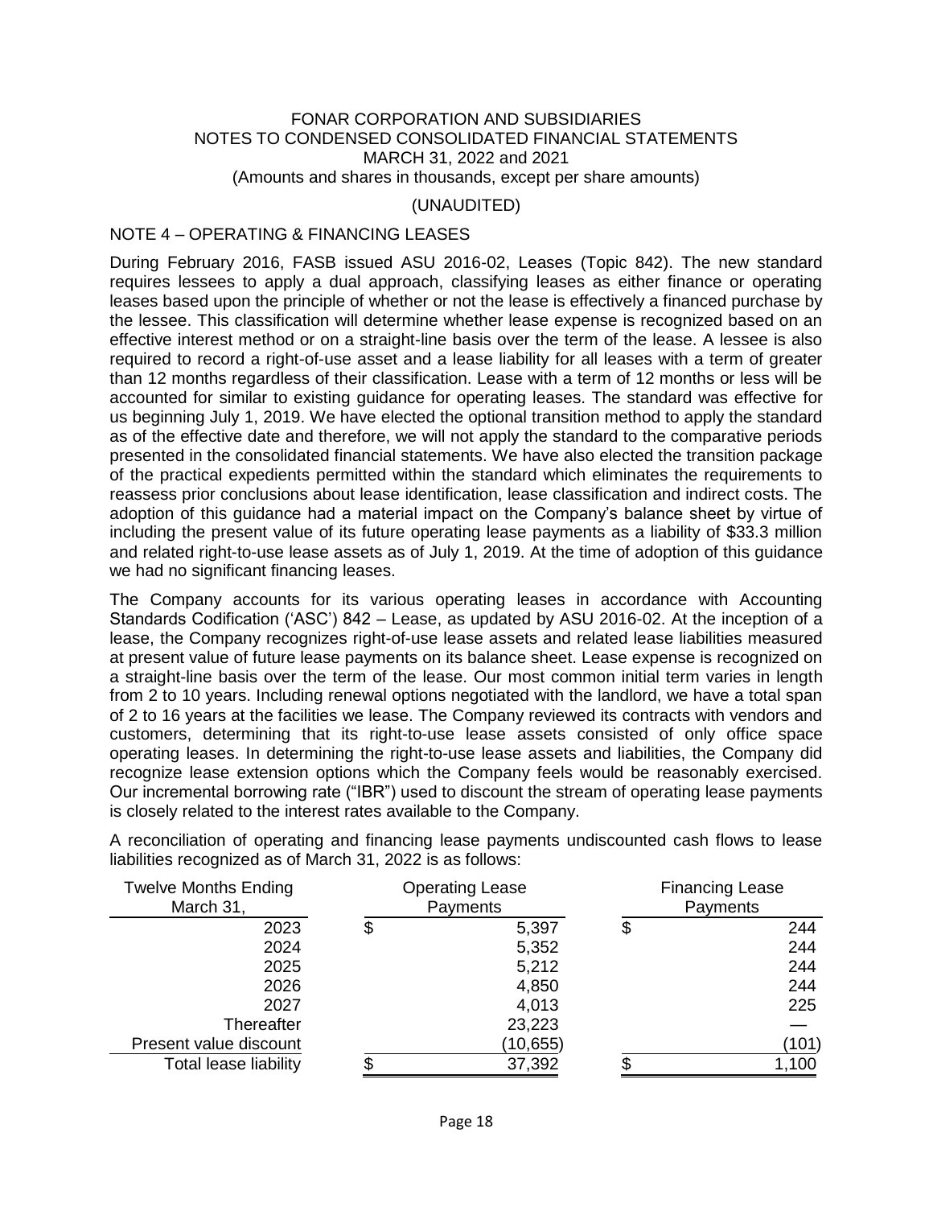# FONAR CORPORATION AND SUBSIDIARIES
## NOTES TO CONDENSED CONSOLIDATED FINANCIAL STATEMENTS
## MARCH 31, 2022 and 2021
(Amounts and shares in thousands, except per share amounts)

(UNAUDITED)

### NOTE 4 – OPERATING & FINANCING LEASES

During February 2016, FASB issued ASU 2016-02, Leases (Topic 842). The new standard requires lessees to apply a dual approach, classifying leases as either finance or operating leases based upon the principle of whether or not the lease is effectively a financed purchase by the lessee. This classification will determine whether lease expense is recognized based on an effective interest method or on a straight-line basis over the term of the lease. A lessee is also required to record a right-of-use asset and a lease liability for all leases with a term of greater than 12 months regardless of their classification. Lease with a term of 12 months or less will be accounted for similar to existing guidance for operating leases. The standard was effective for us beginning July 1, 2019. We have elected the optional transition method to apply the standard as of the effective date and therefore, we will not apply the standard to the comparative periods presented in the consolidated financial statements. We have also elected the transition package of the practical expedients permitted within the standard which eliminates the requirements to reassess prior conclusions about lease identification, lease classification and indirect costs. The adoption of this guidance had a material impact on the Company's balance sheet by virtue of including the present value of its future operating lease payments as a liability of $33.3 million and related right-to-use lease assets as of July 1, 2019. At the time of adoption of this guidance we had no significant financing leases.

The Company accounts for its various operating leases in accordance with Accounting Standards Codification ('ASC') 842 – Lease, as updated by ASU 2016-02. At the inception of a lease, the Company recognizes right-of-use lease assets and related lease liabilities measured at present value of future lease payments on its balance sheet. Lease expense is recognized on a straight-line basis over the term of the lease. Our most common initial term varies in length from 2 to 10 years. Including renewal options negotiated with the landlord, we have a total span of 2 to 16 years at the facilities we lease. The Company reviewed its contracts with vendors and customers, determining that its right-to-use lease assets consisted of only office space operating leases. In determining the right-to-use lease assets and liabilities, the Company did recognize lease extension options which the Company feels would be reasonably exercised. Our incremental borrowing rate ("IBR") used to discount the stream of operating lease payments is closely related to the interest rates available to the Company.

A reconciliation of operating and financing lease payments undiscounted cash flows to lease liabilities recognized as of March 31, 2022 is as follows:

| Twelve Months Ending March 31, | Operating Lease Payments | Financing Lease Payments |
|---|---|---|
| 2023 | $ 5,397 | $ 244 |
| 2024 | 5,352 | 244 |
| 2025 | 5,212 | 244 |
| 2026 | 4,850 | 244 |
| 2027 | 4,013 | 225 |
| Thereafter | 23,223 | — |
| Present value discount | (10,655) | (101) |
| Total lease liability | $ 37,392 | $ 1,100 |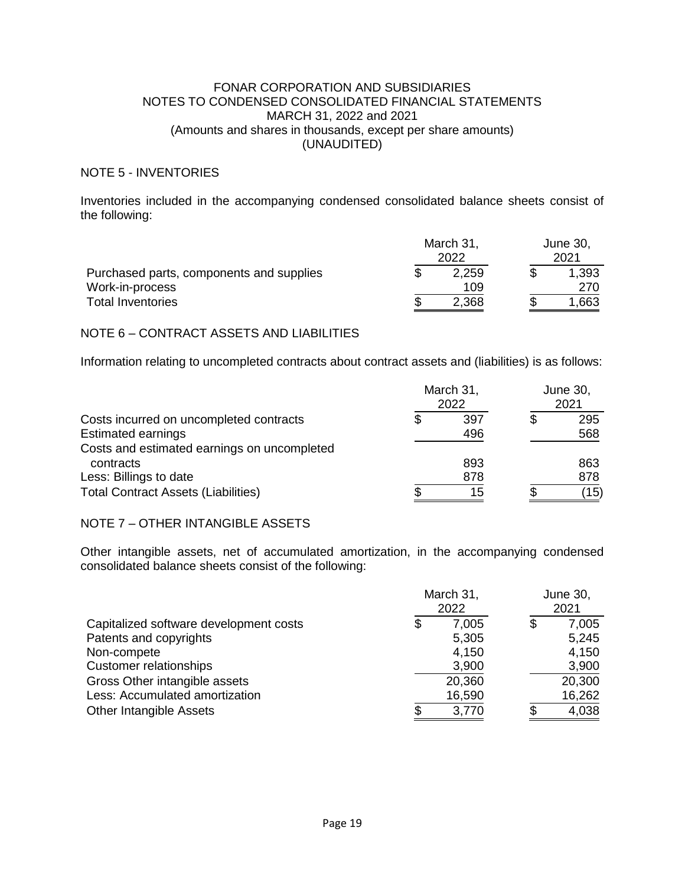FONAR CORPORATION AND SUBSIDIARIES
NOTES TO CONDENSED CONSOLIDATED FINANCIAL STATEMENTS
MARCH 31, 2022 and 2021
(Amounts and shares in thousands, except per share amounts)
(UNAUDITED)

## NOTE 5 - INVENTORIES

Inventories included in the accompanying condensed consolidated balance sheets consist of the following:

| | March 31, 2022 | June 30, 2021 |
|---|---|---|
| Purchased parts, components and supplies | $ 2,259 | $ 1,393 |
| Work-in-process | 109 | 270 |
| Total Inventories | $ 2,368 | $ 1,663 |

## NOTE 6 – CONTRACT ASSETS AND LIABILITIES

Information relating to uncompleted contracts about contract assets and (liabilities) is as follows:

| | March 31, 2022 | June 30, 2021 |
|---|---|---|
| Costs incurred on uncompleted contracts | $ 397 | $ 295 |
| Estimated earnings | 496 | 568 |
| Costs and estimated earnings on uncompleted contracts | 893 | 863 |
| Less: Billings to date | 878 | 878 |
| Total Contract Assets (Liabilities) | $ 15 | $ (15) |

## NOTE 7 – OTHER INTANGIBLE ASSETS

Other intangible assets, net of accumulated amortization, in the accompanying condensed consolidated balance sheets consist of the following:

| | March 31, 2022 | June 30, 2021 |
|---|---|---|
| Capitalized software development costs | $ 7,005 | $ 7,005 |
| Patents and copyrights | 5,305 | 5,245 |
| Non-compete | 4,150 | 4,150 |
| Customer relationships | 3,900 | 3,900 |
| Gross Other intangible assets | 20,360 | 20,300 |
| Less: Accumulated amortization | 16,590 | 16,262 |
| Other Intangible Assets | $ 3,770 | $ 4,038 |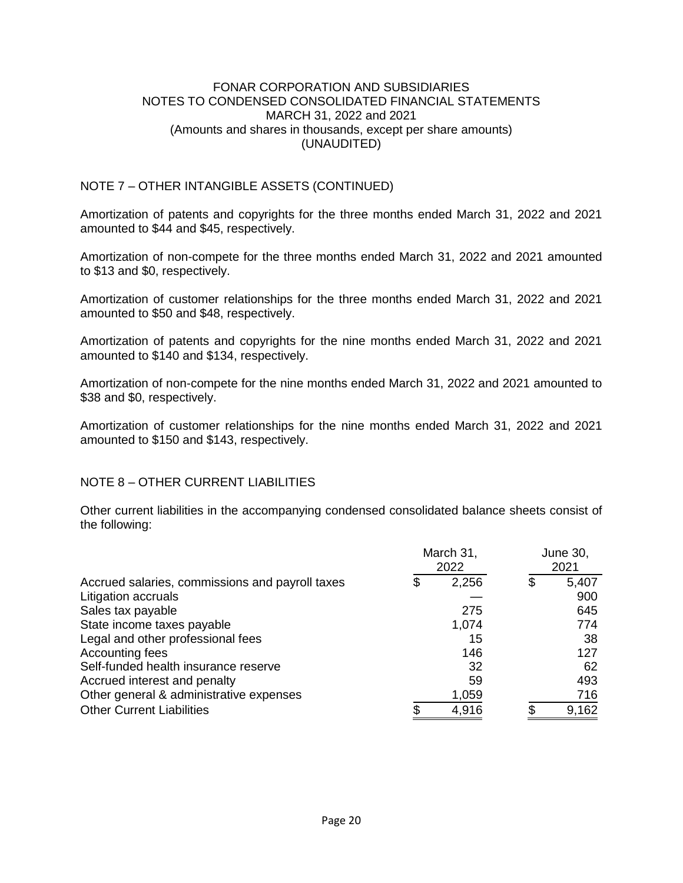FONAR CORPORATION AND SUBSIDIARIES
NOTES TO CONDENSED CONSOLIDATED FINANCIAL STATEMENTS
MARCH 31, 2022 and 2021
(Amounts and shares in thousands, except per share amounts)
(UNAUDITED)

## NOTE 7 – OTHER INTANGIBLE ASSETS (CONTINUED)

Amortization of patents and copyrights for the three months ended March 31, 2022 and 2021 amounted to $44 and $45, respectively.

Amortization of non-compete for the three months ended March 31, 2022 and 2021 amounted to $13 and $0, respectively.

Amortization of customer relationships for the three months ended March 31, 2022 and 2021 amounted to $50 and $48, respectively.

Amortization of patents and copyrights for the nine months ended March 31, 2022 and 2021 amounted to $140 and $134, respectively.

Amortization of non-compete for the nine months ended March 31, 2022 and 2021 amounted to $38 and $0, respectively.

Amortization of customer relationships for the nine months ended March 31, 2022 and 2021 amounted to $150 and $143, respectively.

## NOTE 8 – OTHER CURRENT LIABILITIES

Other current liabilities in the accompanying condensed consolidated balance sheets consist of the following:

| | March 31, 2022 | June 30, 2021 |
|---|---|---|
| Accrued salaries, commissions and payroll taxes | $ 2,256 | $ 5,407 |
| Litigation accruals | — | 900 |
| Sales tax payable | 275 | 645 |
| State income taxes payable | 1,074 | 774 |
| Legal and other professional fees | 15 | 38 |
| Accounting fees | 146 | 127 |
| Self-funded health insurance reserve | 32 | 62 |
| Accrued interest and penalty | 59 | 493 |
| Other general & administrative expenses | 1,059 | 716 |
| Other Current Liabilities | $ 4,916 | $ 9,162 |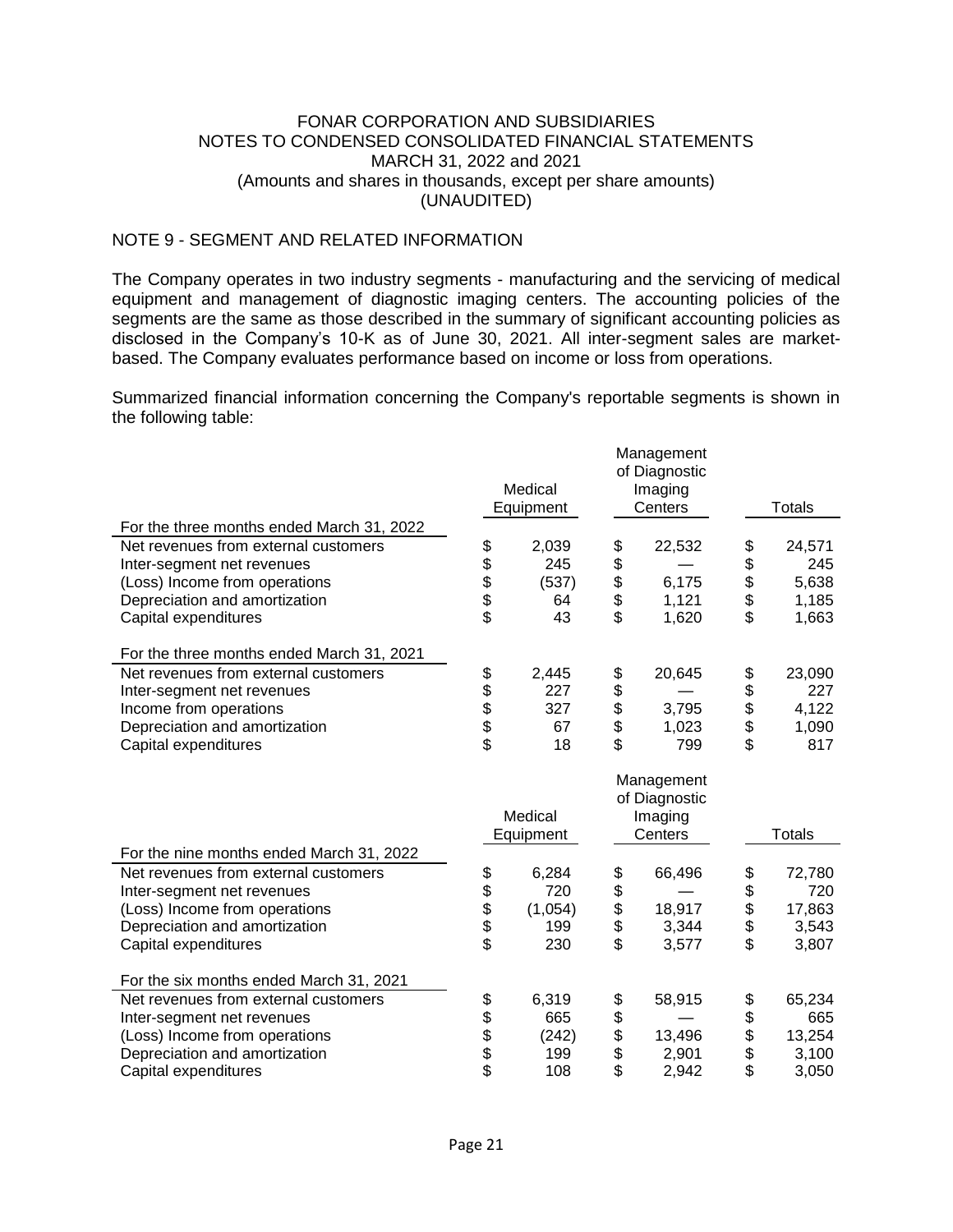FONAR CORPORATION AND SUBSIDIARIES
NOTES TO CONDENSED CONSOLIDATED FINANCIAL STATEMENTS
MARCH 31, 2022 and 2021
(Amounts and shares in thousands, except per share amounts)
(UNAUDITED)

## NOTE 9 - SEGMENT AND RELATED INFORMATION

The Company operates in two industry segments - manufacturing and the servicing of medical equipment and management of diagnostic imaging centers. The accounting policies of the segments are the same as those described in the summary of significant accounting policies as disclosed in the Company's 10-K as of June 30, 2021. All inter-segment sales are market-based. The Company evaluates performance based on income or loss from operations.

Summarized financial information concerning the Company's reportable segments is shown in the following table:

| | Medical Equipment | Management of Diagnostic Imaging Centers | Totals |
|---|---|---|---|
| **For the three months ended March 31, 2022** | | | |
| Net revenues from external customers | $ 2,039 | $ 22,532 | $ 24,571 |
| Inter-segment net revenues | $ 245 | $ — | $ 245 |
| (Loss) Income from operations | $ (537) | $ 6,175 | $ 5,638 |
| Depreciation and amortization | $ 64 | $ 1,121 | $ 1,185 |
| Capital expenditures | $ 43 | $ 1,620 | $ 1,663 |
| **For the three months ended March 31, 2021** | | | |
| Net revenues from external customers | $ 2,445 | $ 20,645 | $ 23,090 |
| Inter-segment net revenues | $ 227 | $ — | $ 227 |
| Income from operations | $ 327 | $ 3,795 | $ 4,122 |
| Depreciation and amortization | $ 67 | $ 1,023 | $ 1,090 |
| Capital expenditures | $ 18 | $ 799 | $ 817 |

| | Medical Equipment | Management of Diagnostic Imaging Centers | Totals |
|---|---|---|---|
| **For the nine months ended March 31, 2022** | | | |
| Net revenues from external customers | $ 6,284 | $ 66,496 | $ 72,780 |
| Inter-segment net revenues | $ 720 | $ — | $ 720 |
| (Loss) Income from operations | $ (1,054) | $ 18,917 | $ 17,863 |
| Depreciation and amortization | $ 199 | $ 3,344 | $ 3,543 |
| Capital expenditures | $ 230 | $ 3,577 | $ 3,807 |
| **For the six months ended March 31, 2021** | | | |
| Net revenues from external customers | $ 6,319 | $ 58,915 | $ 65,234 |
| Inter-segment net revenues | $ 665 | $ — | $ 665 |
| (Loss) Income from operations | $ (242) | $ 13,496 | $ 13,254 |
| Depreciation and amortization | $ 199 | $ 2,901 | $ 3,100 |
| Capital expenditures | $ 108 | $ 2,942 | $ 3,050 |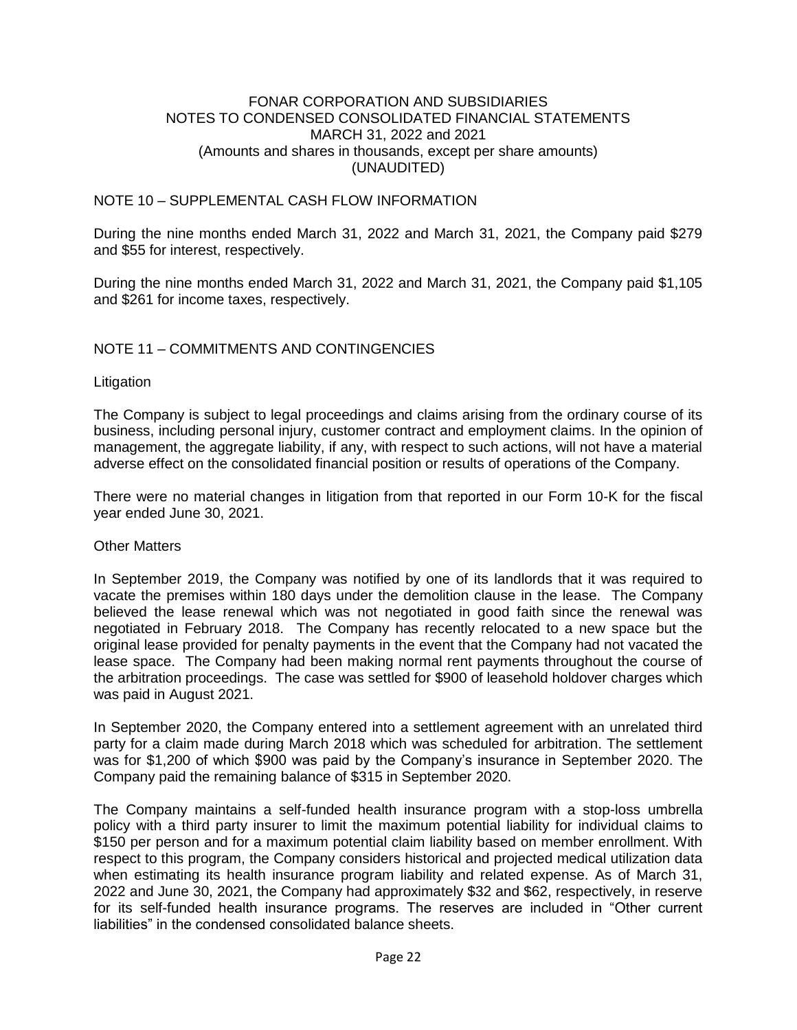FONAR CORPORATION AND SUBSIDIARIES
NOTES TO CONDENSED CONSOLIDATED FINANCIAL STATEMENTS
MARCH 31, 2022 and 2021
(Amounts and shares in thousands, except per share amounts)
(UNAUDITED)

## NOTE 10 – SUPPLEMENTAL CASH FLOW INFORMATION

During the nine months ended March 31, 2022 and March 31, 2021, the Company paid $279 and $55 for interest, respectively.

During the nine months ended March 31, 2022 and March 31, 2021, the Company paid $1,105 and $261 for income taxes, respectively.

## NOTE 11 – COMMITMENTS AND CONTINGENCIES

### Litigation

The Company is subject to legal proceedings and claims arising from the ordinary course of its business, including personal injury, customer contract and employment claims. In the opinion of management, the aggregate liability, if any, with respect to such actions, will not have a material adverse effect on the consolidated financial position or results of operations of the Company.

There were no material changes in litigation from that reported in our Form 10-K for the fiscal year ended June 30, 2021.

### Other Matters

In September 2019, the Company was notified by one of its landlords that it was required to vacate the premises within 180 days under the demolition clause in the lease. The Company believed the lease renewal which was not negotiated in good faith since the renewal was negotiated in February 2018. The Company has recently relocated to a new space but the original lease provided for penalty payments in the event that the Company had not vacated the lease space. The Company had been making normal rent payments throughout the course of the arbitration proceedings. The case was settled for $900 of leasehold holdover charges which was paid in August 2021.

In September 2020, the Company entered into a settlement agreement with an unrelated third party for a claim made during March 2018 which was scheduled for arbitration. The settlement was for $1,200 of which $900 was paid by the Company's insurance in September 2020. The Company paid the remaining balance of $315 in September 2020.

The Company maintains a self-funded health insurance program with a stop-loss umbrella policy with a third party insurer to limit the maximum potential liability for individual claims to $150 per person and for a maximum potential claim liability based on member enrollment. With respect to this program, the Company considers historical and projected medical utilization data when estimating its health insurance program liability and related expense. As of March 31, 2022 and June 30, 2021, the Company had approximately $32 and $62, respectively, in reserve for its self-funded health insurance programs. The reserves are included in "Other current liabilities" in the condensed consolidated balance sheets.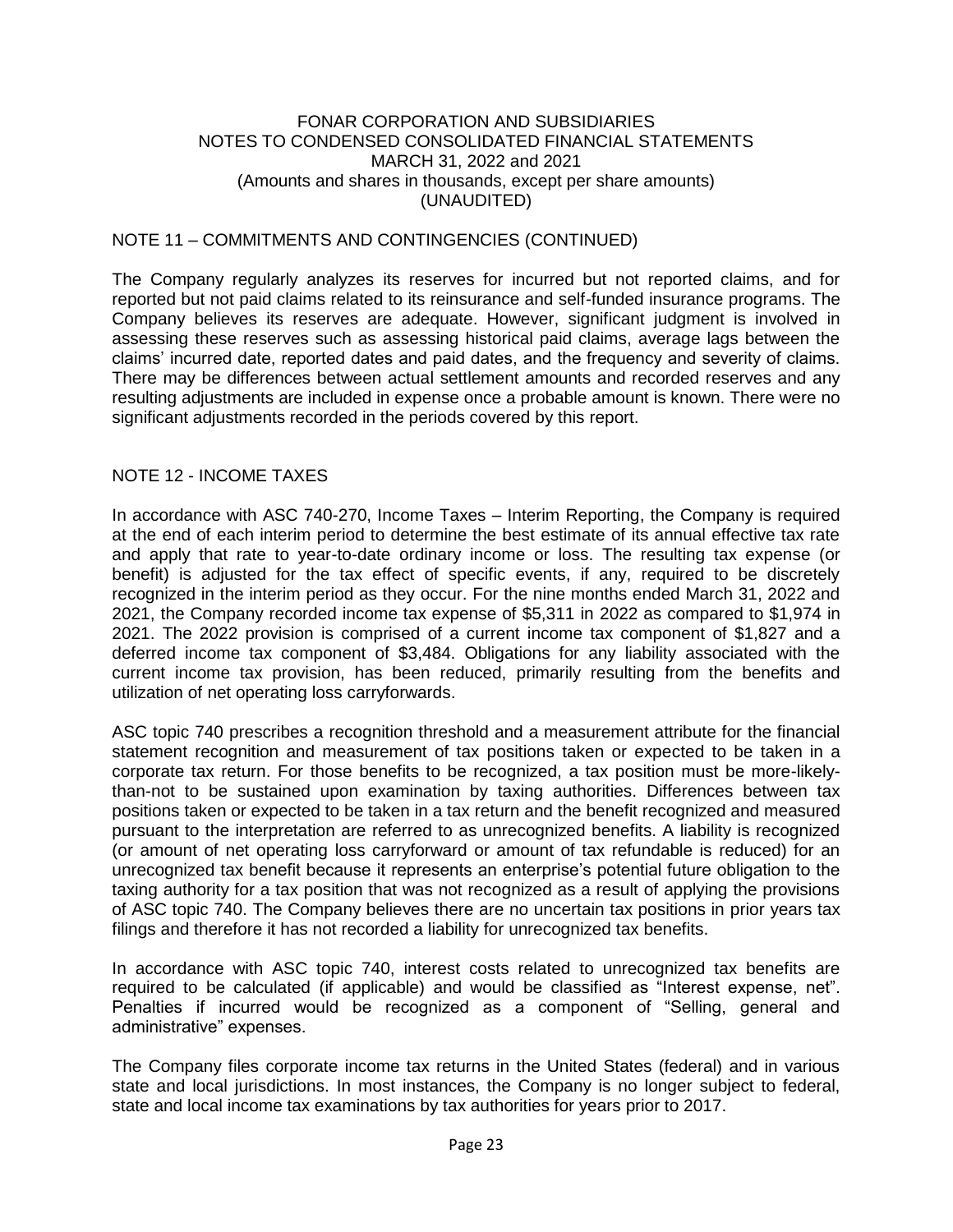## NOTE 11 – COMMITMENTS AND CONTINGENCIES (CONTINUED)

The Company regularly analyzes its reserves for incurred but not reported claims, and for reported but not paid claims related to its reinsurance and self-funded insurance programs. The Company believes its reserves are adequate. However, significant judgment is involved in assessing these reserves such as assessing historical paid claims, average lags between the claims' incurred date, reported dates and paid dates, and the frequency and severity of claims. There may be differences between actual settlement amounts and recorded reserves and any resulting adjustments are included in expense once a probable amount is known. There were no significant adjustments recorded in the periods covered by this report.

## NOTE 12 - INCOME TAXES

In accordance with ASC 740-270, Income Taxes – Interim Reporting, the Company is required at the end of each interim period to determine the best estimate of its annual effective tax rate and apply that rate to year-to-date ordinary income or loss. The resulting tax expense (or benefit) is adjusted for the tax effect of specific events, if any, required to be discretely recognized in the interim period as they occur. For the nine months ended March 31, 2022 and 2021, the Company recorded income tax expense of $5,311 in 2022 as compared to $1,974 in 2021. The 2022 provision is comprised of a current income tax component of $1,827 and a deferred income tax component of $3,484. Obligations for any liability associated with the current income tax provision, has been reduced, primarily resulting from the benefits and utilization of net operating loss carryforwards.

ASC topic 740 prescribes a recognition threshold and a measurement attribute for the financial statement recognition and measurement of tax positions taken or expected to be taken in a corporate tax return. For those benefits to be recognized, a tax position must be more-likely-than-not to be sustained upon examination by taxing authorities. Differences between tax positions taken or expected to be taken in a tax return and the benefit recognized and measured pursuant to the interpretation are referred to as unrecognized benefits. A liability is recognized (or amount of net operating loss carryforward or amount of tax refundable is reduced) for an unrecognized tax benefit because it represents an enterprise's potential future obligation to the taxing authority for a tax position that was not recognized as a result of applying the provisions of ASC topic 740. The Company believes there are no uncertain tax positions in prior years tax filings and therefore it has not recorded a liability for unrecognized tax benefits.

In accordance with ASC topic 740, interest costs related to unrecognized tax benefits are required to be calculated (if applicable) and would be classified as "Interest expense, net". Penalties if incurred would be recognized as a component of "Selling, general and administrative" expenses.

The Company files corporate income tax returns in the United States (federal) and in various state and local jurisdictions. In most instances, the Company is no longer subject to federal, state and local income tax examinations by tax authorities for years prior to 2017.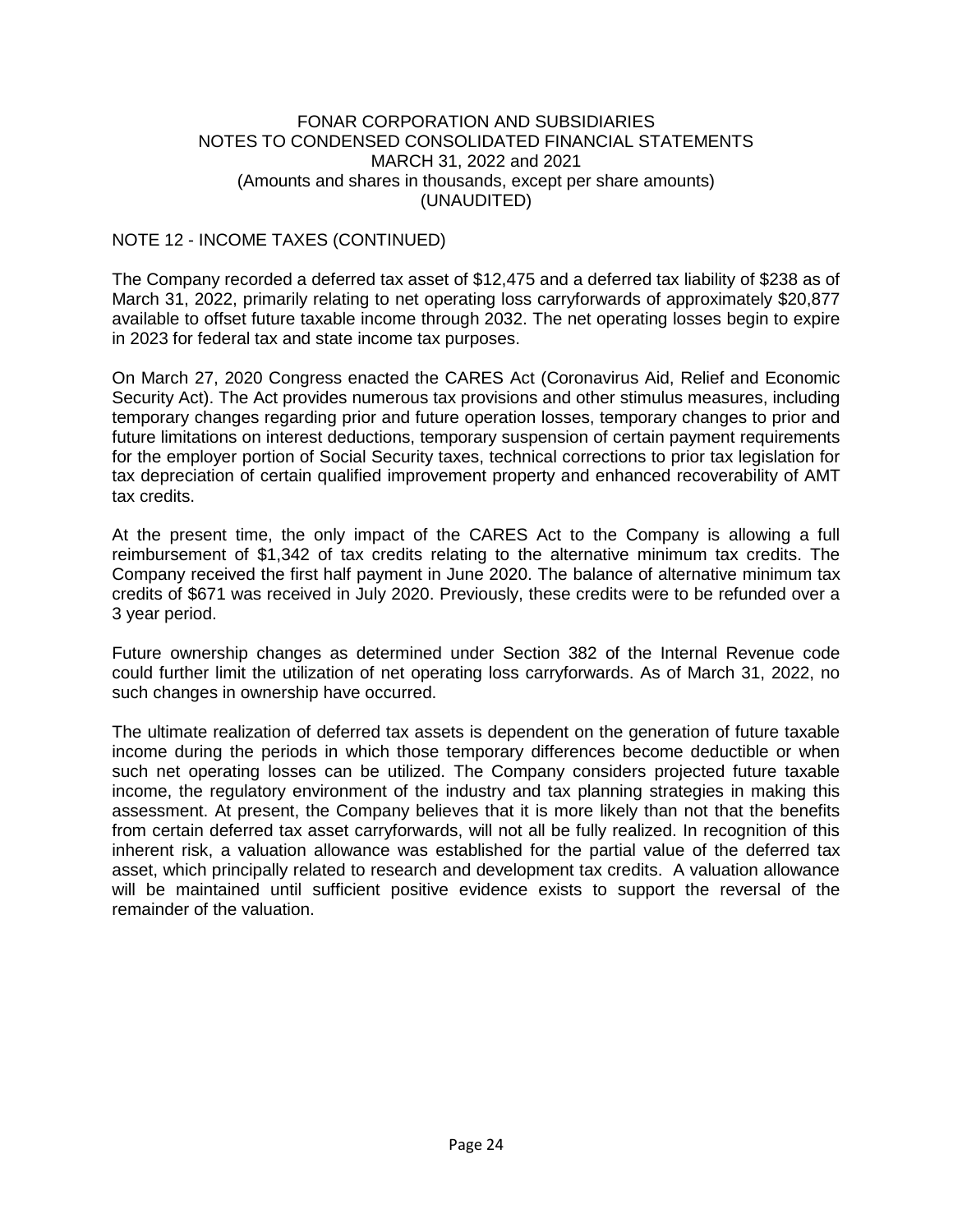# FONAR CORPORATION AND SUBSIDIARIES
## NOTES TO CONDENSED CONSOLIDATED FINANCIAL STATEMENTS
### MARCH 31, 2022 and 2021
### (Amounts and shares in thousands, except per share amounts)
### (UNAUDITED)

NOTE 12 - INCOME TAXES (CONTINUED)

The Company recorded a deferred tax asset of $12,475 and a deferred tax liability of $238 as of March 31, 2022, primarily relating to net operating loss carryforwards of approximately $20,877 available to offset future taxable income through 2032. The net operating losses begin to expire in 2023 for federal tax and state income tax purposes.

On March 27, 2020 Congress enacted the CARES Act (Coronavirus Aid, Relief and Economic Security Act). The Act provides numerous tax provisions and other stimulus measures, including temporary changes regarding prior and future operation losses, temporary changes to prior and future limitations on interest deductions, temporary suspension of certain payment requirements for the employer portion of Social Security taxes, technical corrections to prior tax legislation for tax depreciation of certain qualified improvement property and enhanced recoverability of AMT tax credits.

At the present time, the only impact of the CARES Act to the Company is allowing a full reimbursement of $1,342 of tax credits relating to the alternative minimum tax credits. The Company received the first half payment in June 2020. The balance of alternative minimum tax credits of $671 was received in July 2020. Previously, these credits were to be refunded over a 3 year period.

Future ownership changes as determined under Section 382 of the Internal Revenue code could further limit the utilization of net operating loss carryforwards. As of March 31, 2022, no such changes in ownership have occurred.

The ultimate realization of deferred tax assets is dependent on the generation of future taxable income during the periods in which those temporary differences become deductible or when such net operating losses can be utilized. The Company considers projected future taxable income, the regulatory environment of the industry and tax planning strategies in making this assessment. At present, the Company believes that it is more likely than not that the benefits from certain deferred tax asset carryforwards, will not all be fully realized. In recognition of this inherent risk, a valuation allowance was established for the partial value of the deferred tax asset, which principally related to research and development tax credits. A valuation allowance will be maintained until sufficient positive evidence exists to support the reversal of the remainder of the valuation.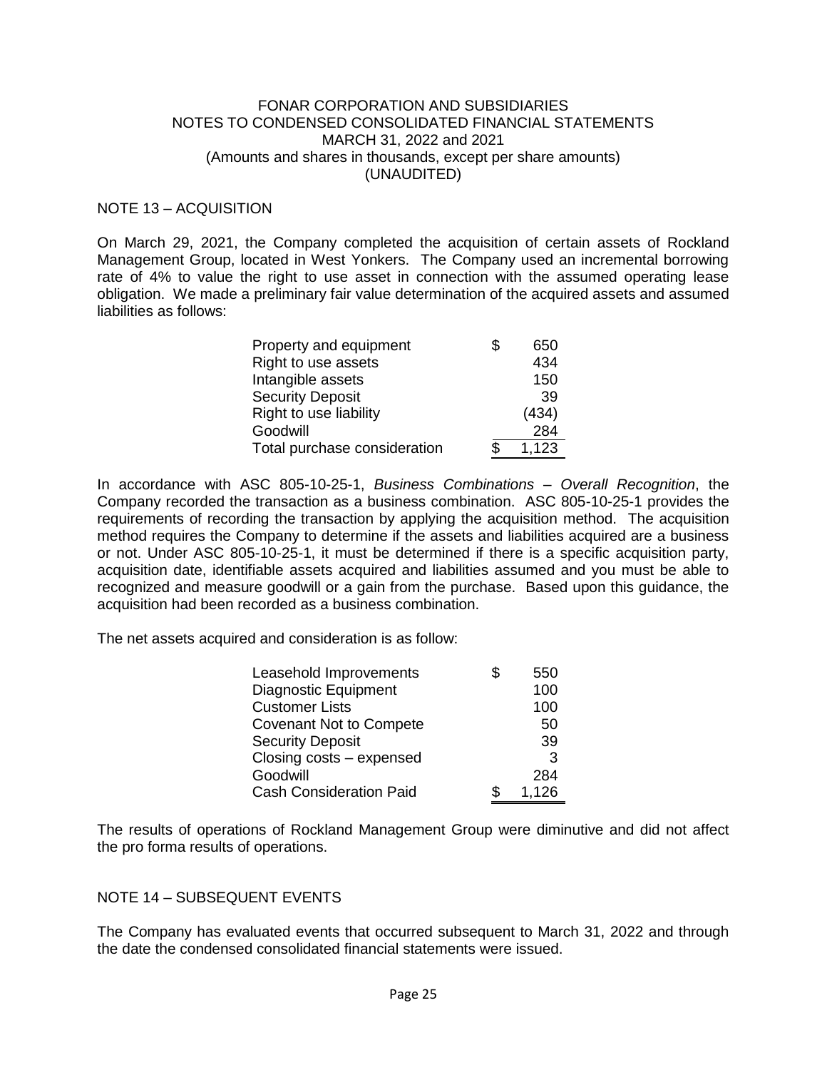FONAR CORPORATION AND SUBSIDIARIES
NOTES TO CONDENSED CONSOLIDATED FINANCIAL STATEMENTS
MARCH 31, 2022 and 2021
(Amounts and shares in thousands, except per share amounts)
(UNAUDITED)

## NOTE 13 – ACQUISITION

On March 29, 2021, the Company completed the acquisition of certain assets of Rockland Management Group, located in West Yonkers. The Company used an incremental borrowing rate of 4% to value the right to use asset in connection with the assumed operating lease obligation. We made a preliminary fair value determination of the acquired assets and assumed liabilities as follows:

| | |
|---|---|
| Property and equipment | $ 650 |
| Right to use assets | 434 |
| Intangible assets | 150 |
| Security Deposit | 39 |
| Right to use liability | (434) |
| Goodwill | 284 |
| Total purchase consideration | $ 1,123 |

In accordance with ASC 805-10-25-1, *Business Combinations – Overall Recognition*, the Company recorded the transaction as a business combination. ASC 805-10-25-1 provides the requirements of recording the transaction by applying the acquisition method. The acquisition method requires the Company to determine if the assets and liabilities acquired are a business or not. Under ASC 805-10-25-1, it must be determined if there is a specific acquisition party, acquisition date, identifiable assets acquired and liabilities assumed and you must be able to recognized and measure goodwill or a gain from the purchase. Based upon this guidance, the acquisition had been recorded as a business combination.

The net assets acquired and consideration is as follow:

| | |
|---|---|
| Leasehold Improvements | $ 550 |
| Diagnostic Equipment | 100 |
| Customer Lists | 100 |
| Covenant Not to Compete | 50 |
| Security Deposit | 39 |
| Closing costs – expensed | 3 |
| Goodwill | 284 |
| Cash Consideration Paid | $ 1,126 |

The results of operations of Rockland Management Group were diminutive and did not affect the pro forma results of operations.

## NOTE 14 – SUBSEQUENT EVENTS

The Company has evaluated events that occurred subsequent to March 31, 2022 and through the date the condensed consolidated financial statements were issued.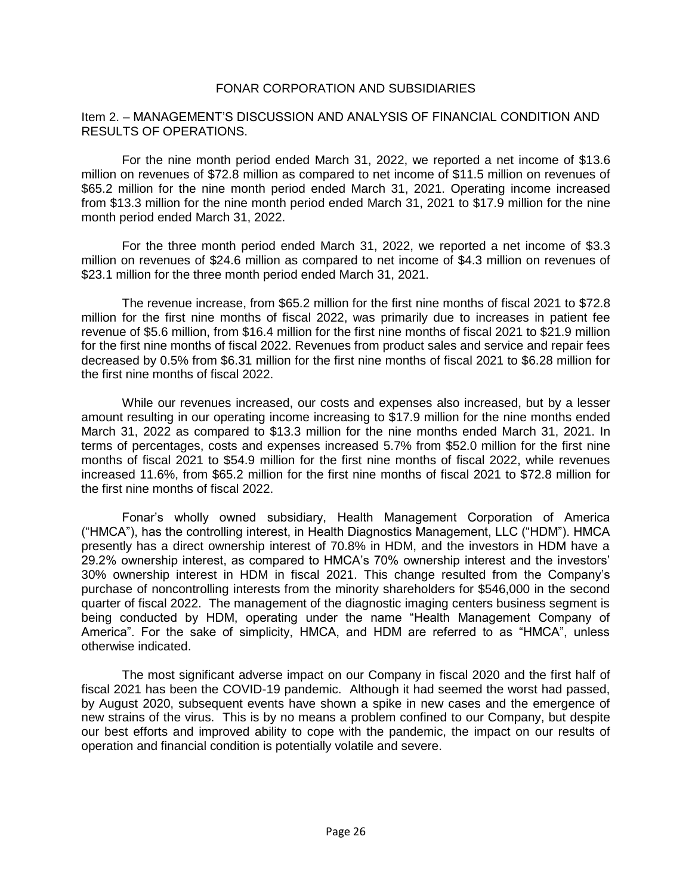FONAR CORPORATION AND SUBSIDIARIES

## Item 2. – MANAGEMENT'S DISCUSSION AND ANALYSIS OF FINANCIAL CONDITION AND RESULTS OF OPERATIONS.

For the nine month period ended March 31, 2022, we reported a net income of $13.6 million on revenues of $72.8 million as compared to net income of $11.5 million on revenues of $65.2 million for the nine month period ended March 31, 2021. Operating income increased from $13.3 million for the nine month period ended March 31, 2021 to $17.9 million for the nine month period ended March 31, 2022.

For the three month period ended March 31, 2022, we reported a net income of $3.3 million on revenues of $24.6 million as compared to net income of $4.3 million on revenues of $23.1 million for the three month period ended March 31, 2021.

The revenue increase, from $65.2 million for the first nine months of fiscal 2021 to $72.8 million for the first nine months of fiscal 2022, was primarily due to increases in patient fee revenue of $5.6 million, from $16.4 million for the first nine months of fiscal 2021 to $21.9 million for the first nine months of fiscal 2022. Revenues from product sales and service and repair fees decreased by 0.5% from $6.31 million for the first nine months of fiscal 2021 to $6.28 million for the first nine months of fiscal 2022.

While our revenues increased, our costs and expenses also increased, but by a lesser amount resulting in our operating income increasing to $17.9 million for the nine months ended March 31, 2022 as compared to $13.3 million for the nine months ended March 31, 2021. In terms of percentages, costs and expenses increased 5.7% from $52.0 million for the first nine months of fiscal 2021 to $54.9 million for the first nine months of fiscal 2022, while revenues increased 11.6%, from $65.2 million for the first nine months of fiscal 2021 to $72.8 million for the first nine months of fiscal 2022.

Fonar's wholly owned subsidiary, Health Management Corporation of America ("HMCA"), has the controlling interest, in Health Diagnostics Management, LLC ("HDM"). HMCA presently has a direct ownership interest of 70.8% in HDM, and the investors in HDM have a 29.2% ownership interest, as compared to HMCA's 70% ownership interest and the investors' 30% ownership interest in HDM in fiscal 2021. This change resulted from the Company's purchase of noncontrolling interests from the minority shareholders for $546,000 in the second quarter of fiscal 2022. The management of the diagnostic imaging centers business segment is being conducted by HDM, operating under the name "Health Management Company of America". For the sake of simplicity, HMCA, and HDM are referred to as "HMCA", unless otherwise indicated.

The most significant adverse impact on our Company in fiscal 2020 and the first half of fiscal 2021 has been the COVID-19 pandemic. Although it had seemed the worst had passed, by August 2020, subsequent events have shown a spike in new cases and the emergence of new strains of the virus. This is by no means a problem confined to our Company, but despite our best efforts and improved ability to cope with the pandemic, the impact on our results of operation and financial condition is potentially volatile and severe.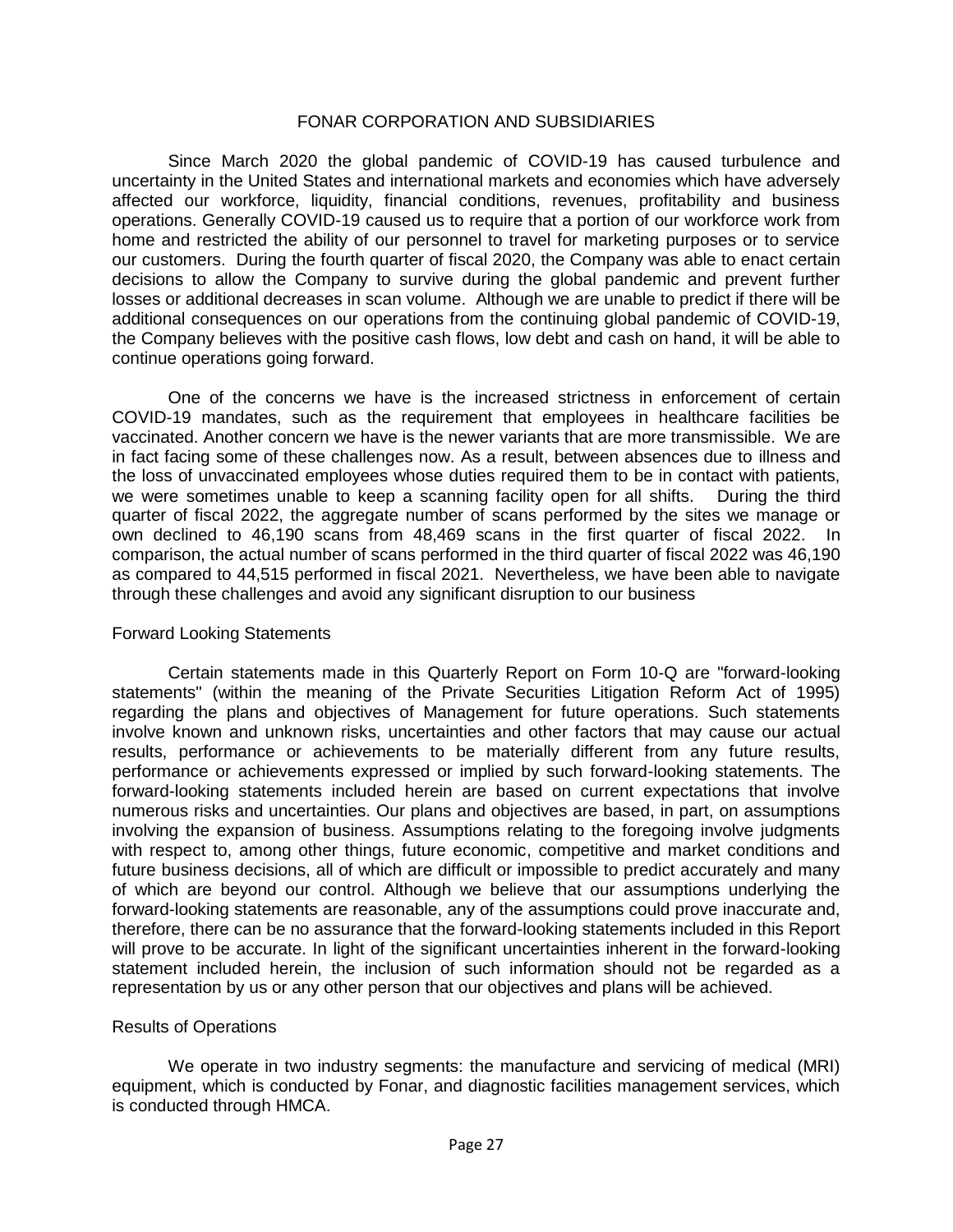FONAR CORPORATION AND SUBSIDIARIES

Since March 2020 the global pandemic of COVID-19 has caused turbulence and uncertainty in the United States and international markets and economies which have adversely affected our workforce, liquidity, financial conditions, revenues, profitability and business operations. Generally COVID-19 caused us to require that a portion of our workforce work from home and restricted the ability of our personnel to travel for marketing purposes or to service our customers. During the fourth quarter of fiscal 2020, the Company was able to enact certain decisions to allow the Company to survive during the global pandemic and prevent further losses or additional decreases in scan volume. Although we are unable to predict if there will be additional consequences on our operations from the continuing global pandemic of COVID-19, the Company believes with the positive cash flows, low debt and cash on hand, it will be able to continue operations going forward.

One of the concerns we have is the increased strictness in enforcement of certain COVID-19 mandates, such as the requirement that employees in healthcare facilities be vaccinated. Another concern we have is the newer variants that are more transmissible. We are in fact facing some of these challenges now. As a result, between absences due to illness and the loss of unvaccinated employees whose duties required them to be in contact with patients, we were sometimes unable to keep a scanning facility open for all shifts. During the third quarter of fiscal 2022, the aggregate number of scans performed by the sites we manage or own declined to 46,190 scans from 48,469 scans in the first quarter of fiscal 2022. In comparison, the actual number of scans performed in the third quarter of fiscal 2022 was 46,190 as compared to 44,515 performed in fiscal 2021. Nevertheless, we have been able to navigate through these challenges and avoid any significant disruption to our business

## Forward Looking Statements

Certain statements made in this Quarterly Report on Form 10-Q are "forward-looking statements" (within the meaning of the Private Securities Litigation Reform Act of 1995) regarding the plans and objectives of Management for future operations. Such statements involve known and unknown risks, uncertainties and other factors that may cause our actual results, performance or achievements to be materially different from any future results, performance or achievements expressed or implied by such forward-looking statements. The forward-looking statements included herein are based on current expectations that involve numerous risks and uncertainties. Our plans and objectives are based, in part, on assumptions involving the expansion of business. Assumptions relating to the foregoing involve judgments with respect to, among other things, future economic, competitive and market conditions and future business decisions, all of which are difficult or impossible to predict accurately and many of which are beyond our control. Although we believe that our assumptions underlying the forward-looking statements are reasonable, any of the assumptions could prove inaccurate and, therefore, there can be no assurance that the forward-looking statements included in this Report will prove to be accurate. In light of the significant uncertainties inherent in the forward-looking statement included herein, the inclusion of such information should not be regarded as a representation by us or any other person that our objectives and plans will be achieved.

## Results of Operations

We operate in two industry segments: the manufacture and servicing of medical (MRI) equipment, which is conducted by Fonar, and diagnostic facilities management services, which is conducted through HMCA.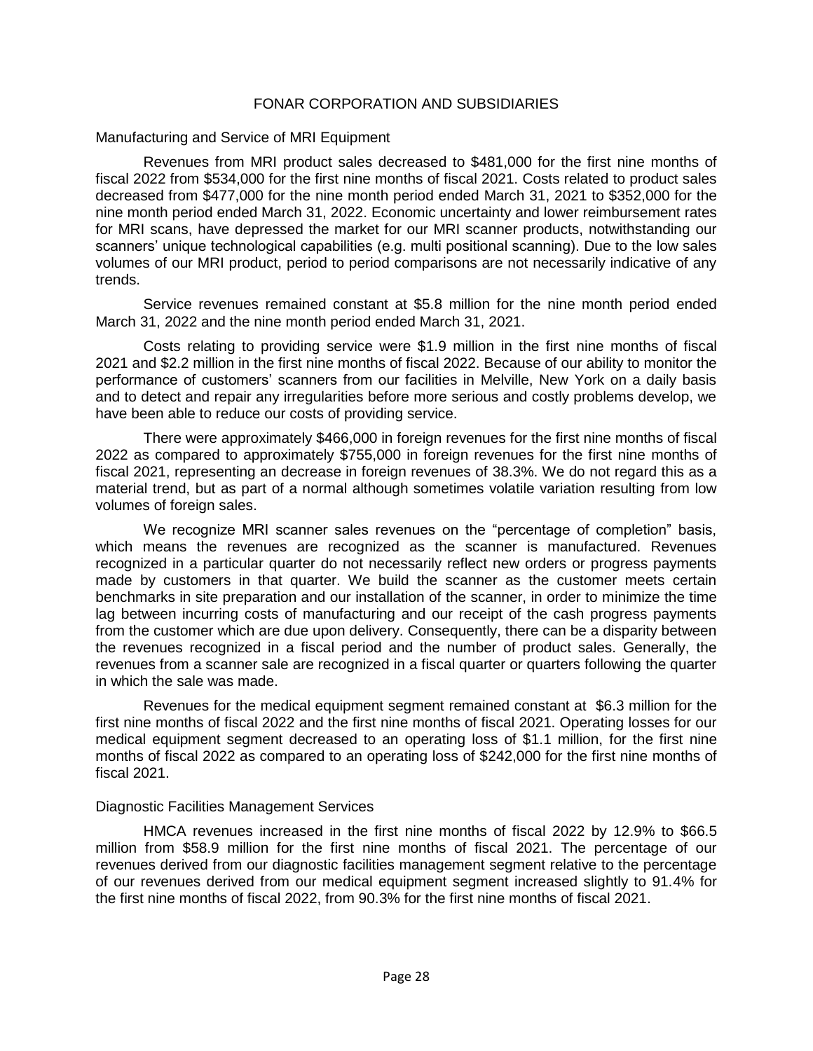FONAR CORPORATION AND SUBSIDIARIES

Manufacturing and Service of MRI Equipment

Revenues from MRI product sales decreased to $481,000 for the first nine months of fiscal 2022 from $534,000 for the first nine months of fiscal 2021. Costs related to product sales decreased from $477,000 for the nine month period ended March 31, 2021 to $352,000 for the nine month period ended March 31, 2022. Economic uncertainty and lower reimbursement rates for MRI scans, have depressed the market for our MRI scanner products, notwithstanding our scanners' unique technological capabilities (e.g. multi positional scanning). Due to the low sales volumes of our MRI product, period to period comparisons are not necessarily indicative of any trends.

Service revenues remained constant at $5.8 million for the nine month period ended March 31, 2022 and the nine month period ended March 31, 2021.

Costs relating to providing service were $1.9 million in the first nine months of fiscal 2021 and $2.2 million in the first nine months of fiscal 2022. Because of our ability to monitor the performance of customers' scanners from our facilities in Melville, New York on a daily basis and to detect and repair any irregularities before more serious and costly problems develop, we have been able to reduce our costs of providing service.

There were approximately $466,000 in foreign revenues for the first nine months of fiscal 2022 as compared to approximately $755,000 in foreign revenues for the first nine months of fiscal 2021, representing an decrease in foreign revenues of 38.3%. We do not regard this as a material trend, but as part of a normal although sometimes volatile variation resulting from low volumes of foreign sales.

We recognize MRI scanner sales revenues on the "percentage of completion" basis, which means the revenues are recognized as the scanner is manufactured. Revenues recognized in a particular quarter do not necessarily reflect new orders or progress payments made by customers in that quarter. We build the scanner as the customer meets certain benchmarks in site preparation and our installation of the scanner, in order to minimize the time lag between incurring costs of manufacturing and our receipt of the cash progress payments from the customer which are due upon delivery. Consequently, there can be a disparity between the revenues recognized in a fiscal period and the number of product sales. Generally, the revenues from a scanner sale are recognized in a fiscal quarter or quarters following the quarter in which the sale was made.

Revenues for the medical equipment segment remained constant at $6.3 million for the first nine months of fiscal 2022 and the first nine months of fiscal 2021. Operating losses for our medical equipment segment decreased to an operating loss of $1.1 million, for the first nine months of fiscal 2022 as compared to an operating loss of $242,000 for the first nine months of fiscal 2021.

Diagnostic Facilities Management Services

HMCA revenues increased in the first nine months of fiscal 2022 by 12.9% to $66.5 million from $58.9 million for the first nine months of fiscal 2021. The percentage of our revenues derived from our diagnostic facilities management segment relative to the percentage of our revenues derived from our medical equipment segment increased slightly to 91.4% for the first nine months of fiscal 2022, from 90.3% for the first nine months of fiscal 2021.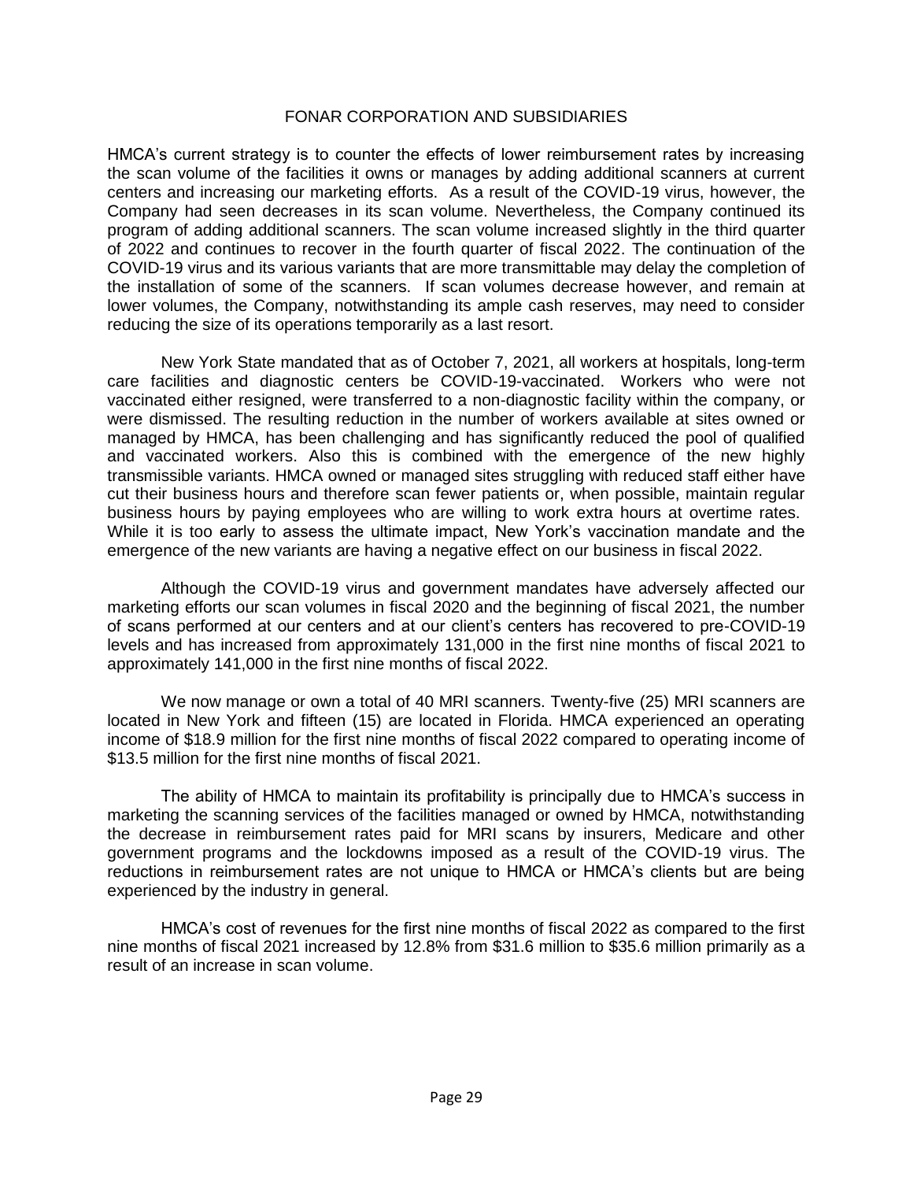HMCA's current strategy is to counter the effects of lower reimbursement rates by increasing the scan volume of the facilities it owns or manages by adding additional scanners at current centers and increasing our marketing efforts. As a result of the COVID-19 virus, however, the Company had seen decreases in its scan volume. Nevertheless, the Company continued its program of adding additional scanners. The scan volume increased slightly in the third quarter of 2022 and continues to recover in the fourth quarter of fiscal 2022. The continuation of the COVID-19 virus and its various variants that are more transmittable may delay the completion of the installation of some of the scanners. If scan volumes decrease however, and remain at lower volumes, the Company, notwithstanding its ample cash reserves, may need to consider reducing the size of its operations temporarily as a last resort.

New York State mandated that as of October 7, 2021, all workers at hospitals, long-term care facilities and diagnostic centers be COVID-19-vaccinated. Workers who were not vaccinated either resigned, were transferred to a non-diagnostic facility within the company, or were dismissed. The resulting reduction in the number of workers available at sites owned or managed by HMCA, has been challenging and has significantly reduced the pool of qualified and vaccinated workers. Also this is combined with the emergence of the new highly transmissible variants. HMCA owned or managed sites struggling with reduced staff either have cut their business hours and therefore scan fewer patients or, when possible, maintain regular business hours by paying employees who are willing to work extra hours at overtime rates. While it is too early to assess the ultimate impact, New York's vaccination mandate and the emergence of the new variants are having a negative effect on our business in fiscal 2022.

Although the COVID-19 virus and government mandates have adversely affected our marketing efforts our scan volumes in fiscal 2020 and the beginning of fiscal 2021, the number of scans performed at our centers and at our client's centers has recovered to pre-COVID-19 levels and has increased from approximately 131,000 in the first nine months of fiscal 2021 to approximately 141,000 in the first nine months of fiscal 2022.

We now manage or own a total of 40 MRI scanners. Twenty-five (25) MRI scanners are located in New York and fifteen (15) are located in Florida. HMCA experienced an operating income of $18.9 million for the first nine months of fiscal 2022 compared to operating income of $13.5 million for the first nine months of fiscal 2021.

The ability of HMCA to maintain its profitability is principally due to HMCA's success in marketing the scanning services of the facilities managed or owned by HMCA, notwithstanding the decrease in reimbursement rates paid for MRI scans by insurers, Medicare and other government programs and the lockdowns imposed as a result of the COVID-19 virus. The reductions in reimbursement rates are not unique to HMCA or HMCA's clients but are being experienced by the industry in general.

HMCA's cost of revenues for the first nine months of fiscal 2022 as compared to the first nine months of fiscal 2021 increased by 12.8% from $31.6 million to $35.6 million primarily as a result of an increase in scan volume.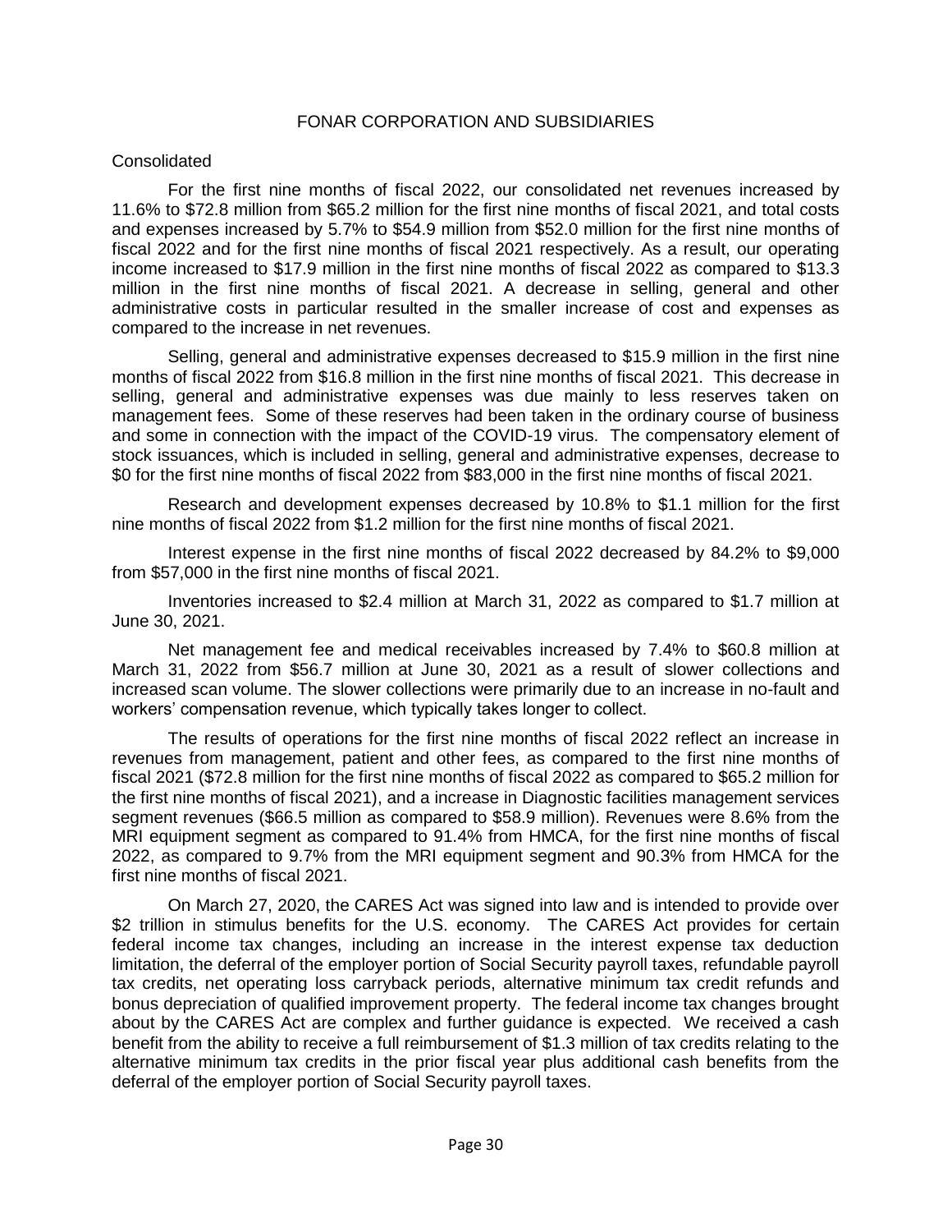FONAR CORPORATION AND SUBSIDIARIES

Consolidated

For the first nine months of fiscal 2022, our consolidated net revenues increased by 11.6% to $72.8 million from $65.2 million for the first nine months of fiscal 2021, and total costs and expenses increased by 5.7% to $54.9 million from $52.0 million for the first nine months of fiscal 2022 and for the first nine months of fiscal 2021 respectively. As a result, our operating income increased to $17.9 million in the first nine months of fiscal 2022 as compared to $13.3 million in the first nine months of fiscal 2021. A decrease in selling, general and other administrative costs in particular resulted in the smaller increase of cost and expenses as compared to the increase in net revenues.

Selling, general and administrative expenses decreased to $15.9 million in the first nine months of fiscal 2022 from $16.8 million in the first nine months of fiscal 2021. This decrease in selling, general and administrative expenses was due mainly to less reserves taken on management fees. Some of these reserves had been taken in the ordinary course of business and some in connection with the impact of the COVID-19 virus. The compensatory element of stock issuances, which is included in selling, general and administrative expenses, decrease to $0 for the first nine months of fiscal 2022 from $83,000 in the first nine months of fiscal 2021.

Research and development expenses decreased by 10.8% to $1.1 million for the first nine months of fiscal 2022 from $1.2 million for the first nine months of fiscal 2021.

Interest expense in the first nine months of fiscal 2022 decreased by 84.2% to $9,000 from $57,000 in the first nine months of fiscal 2021.

Inventories increased to $2.4 million at March 31, 2022 as compared to $1.7 million at June 30, 2021.

Net management fee and medical receivables increased by 7.4% to $60.8 million at March 31, 2022 from $56.7 million at June 30, 2021 as a result of slower collections and increased scan volume. The slower collections were primarily due to an increase in no-fault and workers' compensation revenue, which typically takes longer to collect.

The results of operations for the first nine months of fiscal 2022 reflect an increase in revenues from management, patient and other fees, as compared to the first nine months of fiscal 2021 ($72.8 million for the first nine months of fiscal 2022 as compared to $65.2 million for the first nine months of fiscal 2021), and a increase in Diagnostic facilities management services segment revenues ($66.5 million as compared to $58.9 million). Revenues were 8.6% from the MRI equipment segment as compared to 91.4% from HMCA, for the first nine months of fiscal 2022, as compared to 9.7% from the MRI equipment segment and 90.3% from HMCA for the first nine months of fiscal 2021.

On March 27, 2020, the CARES Act was signed into law and is intended to provide over $2 trillion in stimulus benefits for the U.S. economy. The CARES Act provides for certain federal income tax changes, including an increase in the interest expense tax deduction limitation, the deferral of the employer portion of Social Security payroll taxes, refundable payroll tax credits, net operating loss carryback periods, alternative minimum tax credit refunds and bonus depreciation of qualified improvement property. The federal income tax changes brought about by the CARES Act are complex and further guidance is expected. We received a cash benefit from the ability to receive a full reimbursement of $1.3 million of tax credits relating to the alternative minimum tax credits in the prior fiscal year plus additional cash benefits from the deferral of the employer portion of Social Security payroll taxes.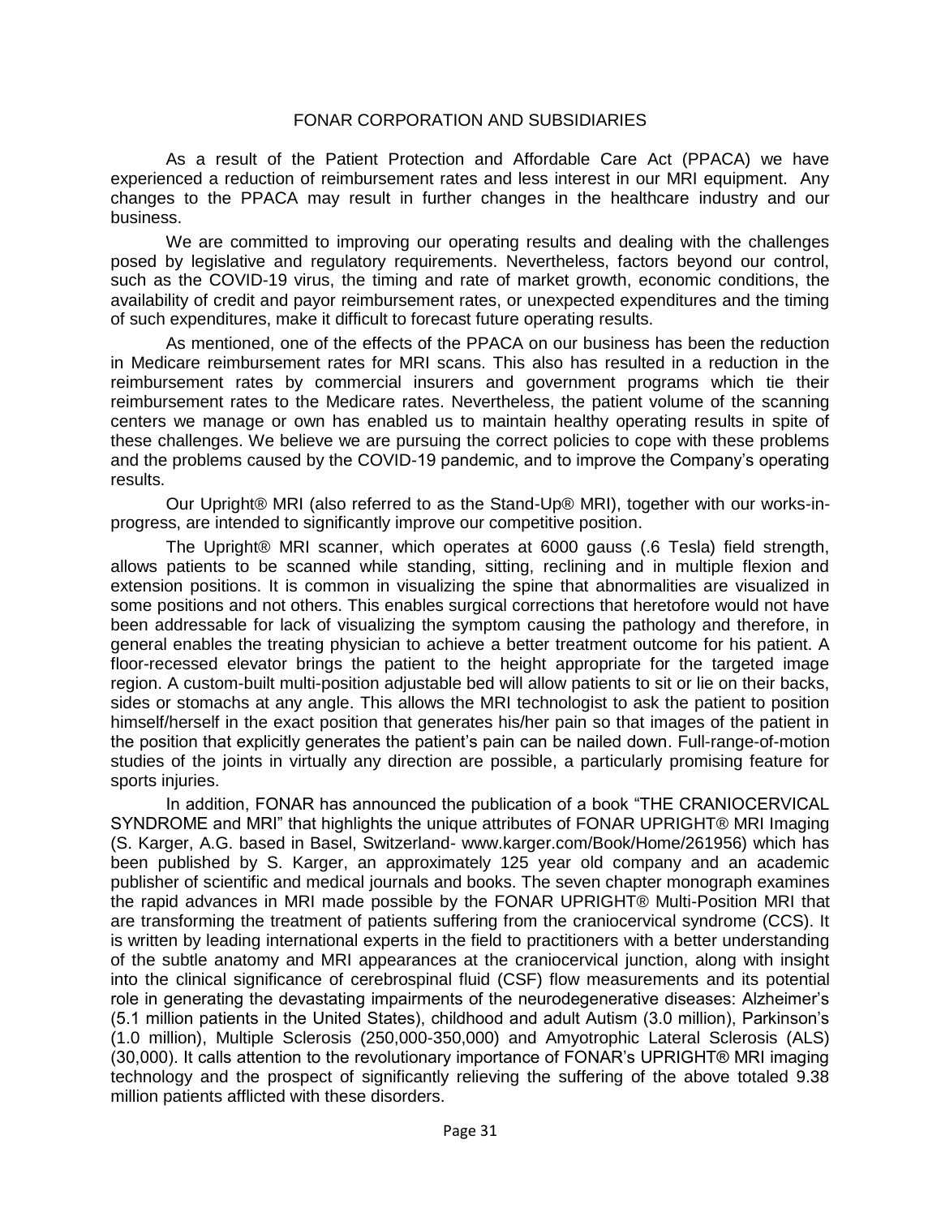FONAR CORPORATION AND SUBSIDIARIES

As a result of the Patient Protection and Affordable Care Act (PPACA) we have experienced a reduction of reimbursement rates and less interest in our MRI equipment. Any changes to the PPACA may result in further changes in the healthcare industry and our business.

We are committed to improving our operating results and dealing with the challenges posed by legislative and regulatory requirements. Nevertheless, factors beyond our control, such as the COVID-19 virus, the timing and rate of market growth, economic conditions, the availability of credit and payor reimbursement rates, or unexpected expenditures and the timing of such expenditures, make it difficult to forecast future operating results.

As mentioned, one of the effects of the PPACA on our business has been the reduction in Medicare reimbursement rates for MRI scans. This also has resulted in a reduction in the reimbursement rates by commercial insurers and government programs which tie their reimbursement rates to the Medicare rates. Nevertheless, the patient volume of the scanning centers we manage or own has enabled us to maintain healthy operating results in spite of these challenges. We believe we are pursuing the correct policies to cope with these problems and the problems caused by the COVID-19 pandemic, and to improve the Company's operating results.

Our Upright® MRI (also referred to as the Stand-Up® MRI), together with our works-in-progress, are intended to significantly improve our competitive position.

The Upright® MRI scanner, which operates at 6000 gauss (.6 Tesla) field strength, allows patients to be scanned while standing, sitting, reclining and in multiple flexion and extension positions. It is common in visualizing the spine that abnormalities are visualized in some positions and not others. This enables surgical corrections that heretofore would not have been addressable for lack of visualizing the symptom causing the pathology and therefore, in general enables the treating physician to achieve a better treatment outcome for his patient. A floor-recessed elevator brings the patient to the height appropriate for the targeted image region. A custom-built multi-position adjustable bed will allow patients to sit or lie on their backs, sides or stomachs at any angle. This allows the MRI technologist to ask the patient to position himself/herself in the exact position that generates his/her pain so that images of the patient in the position that explicitly generates the patient's pain can be nailed down. Full-range-of-motion studies of the joints in virtually any direction are possible, a particularly promising feature for sports injuries.

In addition, FONAR has announced the publication of a book "THE CRANIOCERVICAL SYNDROME and MRI" that highlights the unique attributes of FONAR UPRIGHT® MRI Imaging (S. Karger, A.G. based in Basel, Switzerland- www.karger.com/Book/Home/261956) which has been published by S. Karger, an approximately 125 year old company and an academic publisher of scientific and medical journals and books. The seven chapter monograph examines the rapid advances in MRI made possible by the FONAR UPRIGHT® Multi-Position MRI that are transforming the treatment of patients suffering from the craniocervical syndrome (CCS). It is written by leading international experts in the field to practitioners with a better understanding of the subtle anatomy and MRI appearances at the craniocervical junction, along with insight into the clinical significance of cerebrospinal fluid (CSF) flow measurements and its potential role in generating the devastating impairments of the neurodegenerative diseases: Alzheimer's (5.1 million patients in the United States), childhood and adult Autism (3.0 million), Parkinson's (1.0 million), Multiple Sclerosis (250,000-350,000) and Amyotrophic Lateral Sclerosis (ALS) (30,000). It calls attention to the revolutionary importance of FONAR's UPRIGHT® MRI imaging technology and the prospect of significantly relieving the suffering of the above totaled 9.38 million patients afflicted with these disorders.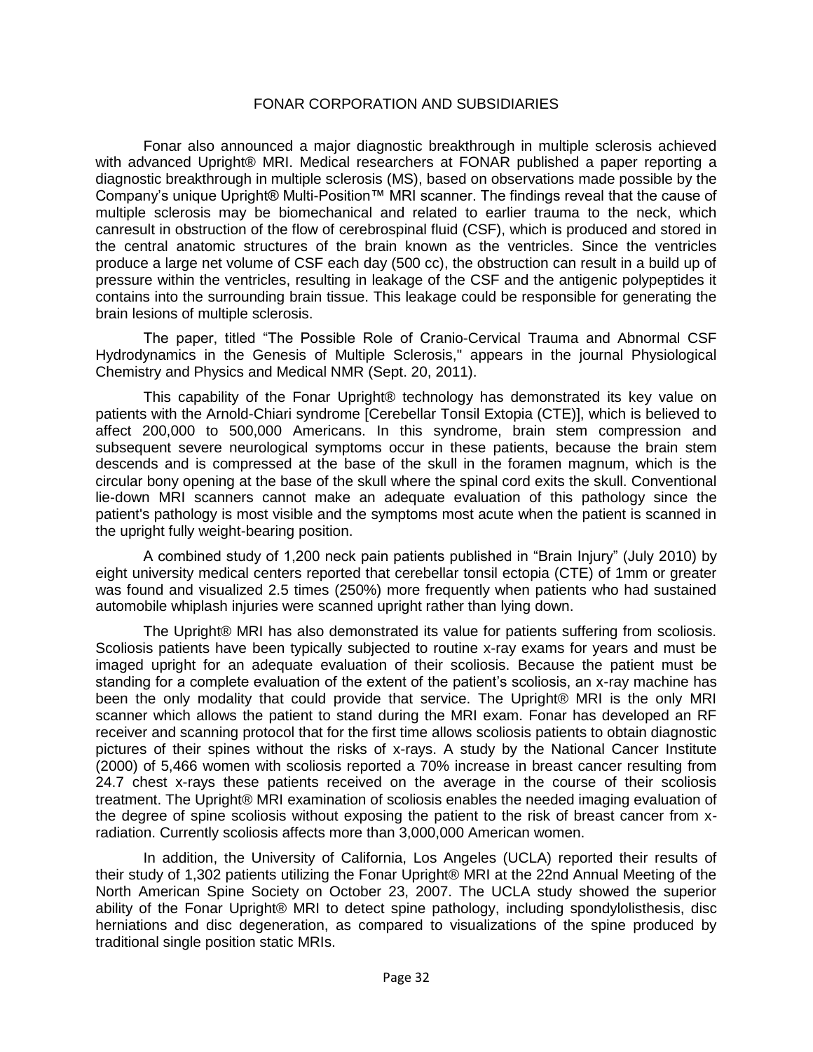Fonar also announced a major diagnostic breakthrough in multiple sclerosis achieved with advanced Upright® MRI. Medical researchers at FONAR published a paper reporting a diagnostic breakthrough in multiple sclerosis (MS), based on observations made possible by the Company's unique Upright® Multi-Position™ MRI scanner. The findings reveal that the cause of multiple sclerosis may be biomechanical and related to earlier trauma to the neck, which canresult in obstruction of the flow of cerebrospinal fluid (CSF), which is produced and stored in the central anatomic structures of the brain known as the ventricles. Since the ventricles produce a large net volume of CSF each day (500 cc), the obstruction can result in a build up of pressure within the ventricles, resulting in leakage of the CSF and the antigenic polypeptides it contains into the surrounding brain tissue. This leakage could be responsible for generating the brain lesions of multiple sclerosis.

The paper, titled "The Possible Role of Cranio-Cervical Trauma and Abnormal CSF Hydrodynamics in the Genesis of Multiple Sclerosis," appears in the journal Physiological Chemistry and Physics and Medical NMR (Sept. 20, 2011).

This capability of the Fonar Upright® technology has demonstrated its key value on patients with the Arnold-Chiari syndrome [Cerebellar Tonsil Extopia (CTE)], which is believed to affect 200,000 to 500,000 Americans. In this syndrome, brain stem compression and subsequent severe neurological symptoms occur in these patients, because the brain stem descends and is compressed at the base of the skull in the foramen magnum, which is the circular bony opening at the base of the skull where the spinal cord exits the skull. Conventional lie-down MRI scanners cannot make an adequate evaluation of this pathology since the patient's pathology is most visible and the symptoms most acute when the patient is scanned in the upright fully weight-bearing position.

A combined study of 1,200 neck pain patients published in "Brain Injury" (July 2010) by eight university medical centers reported that cerebellar tonsil ectopia (CTE) of 1mm or greater was found and visualized 2.5 times (250%) more frequently when patients who had sustained automobile whiplash injuries were scanned upright rather than lying down.

The Upright® MRI has also demonstrated its value for patients suffering from scoliosis. Scoliosis patients have been typically subjected to routine x-ray exams for years and must be imaged upright for an adequate evaluation of their scoliosis. Because the patient must be standing for a complete evaluation of the extent of the patient's scoliosis, an x-ray machine has been the only modality that could provide that service. The Upright® MRI is the only MRI scanner which allows the patient to stand during the MRI exam. Fonar has developed an RF receiver and scanning protocol that for the first time allows scoliosis patients to obtain diagnostic pictures of their spines without the risks of x-rays. A study by the National Cancer Institute (2000) of 5,466 women with scoliosis reported a 70% increase in breast cancer resulting from 24.7 chest x-rays these patients received on the average in the course of their scoliosis treatment. The Upright® MRI examination of scoliosis enables the needed imaging evaluation of the degree of spine scoliosis without exposing the patient to the risk of breast cancer from x-radiation. Currently scoliosis affects more than 3,000,000 American women.

In addition, the University of California, Los Angeles (UCLA) reported their results of their study of 1,302 patients utilizing the Fonar Upright® MRI at the 22nd Annual Meeting of the North American Spine Society on October 23, 2007. The UCLA study showed the superior ability of the Fonar Upright® MRI to detect spine pathology, including spondylolisthesis, disc herniations and disc degeneration, as compared to visualizations of the spine produced by traditional single position static MRIs.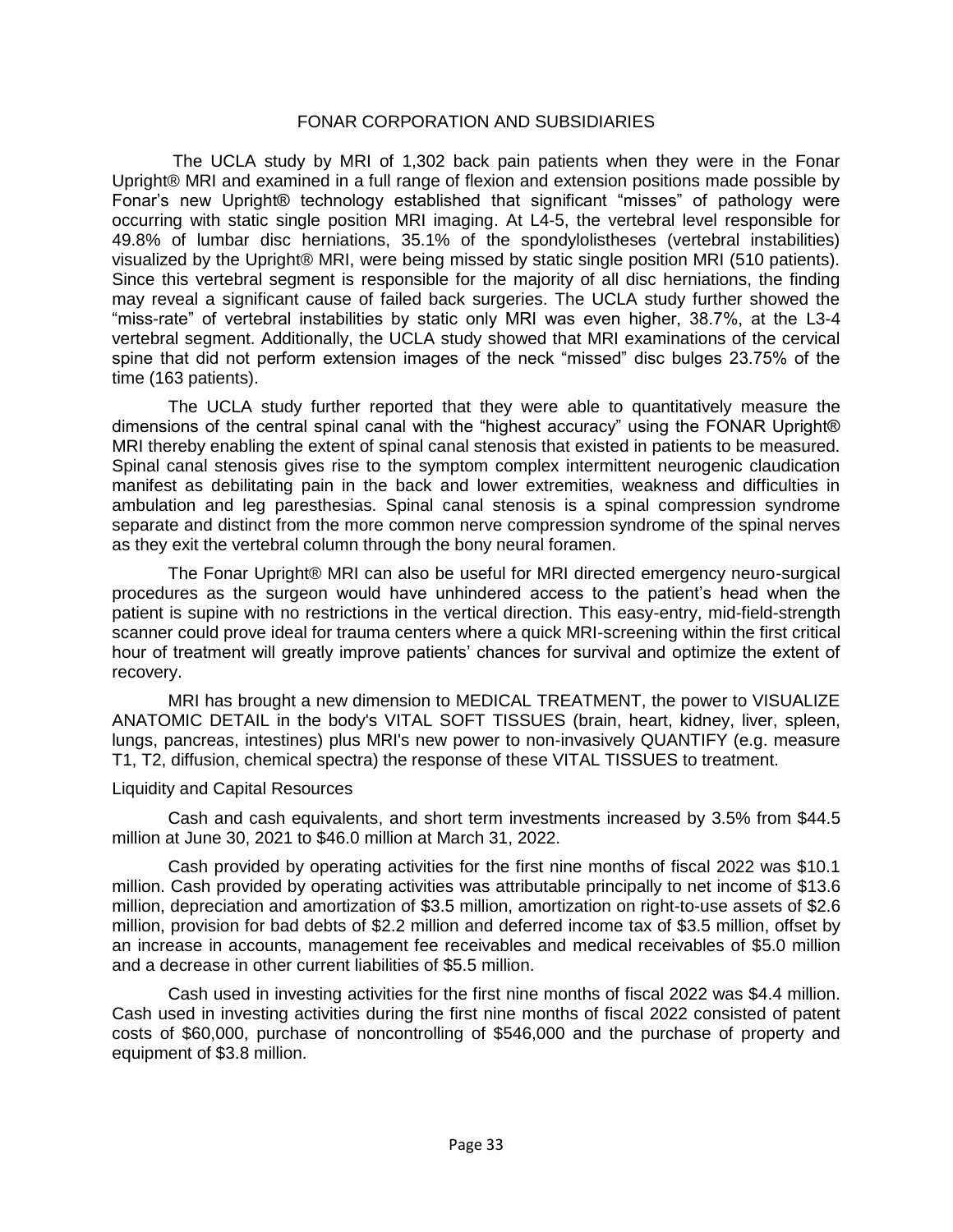FONAR CORPORATION AND SUBSIDIARIES

The UCLA study by MRI of 1,302 back pain patients when they were in the Fonar Upright® MRI and examined in a full range of flexion and extension positions made possible by Fonar's new Upright® technology established that significant "misses" of pathology were occurring with static single position MRI imaging. At L4-5, the vertebral level responsible for 49.8% of lumbar disc herniations, 35.1% of the spondylolistheses (vertebral instabilities) visualized by the Upright® MRI, were being missed by static single position MRI (510 patients). Since this vertebral segment is responsible for the majority of all disc herniations, the finding may reveal a significant cause of failed back surgeries. The UCLA study further showed the "miss-rate" of vertebral instabilities by static only MRI was even higher, 38.7%, at the L3-4 vertebral segment. Additionally, the UCLA study showed that MRI examinations of the cervical spine that did not perform extension images of the neck "missed" disc bulges 23.75% of the time (163 patients).

The UCLA study further reported that they were able to quantitatively measure the dimensions of the central spinal canal with the "highest accuracy" using the FONAR Upright® MRI thereby enabling the extent of spinal canal stenosis that existed in patients to be measured. Spinal canal stenosis gives rise to the symptom complex intermittent neurogenic claudication manifest as debilitating pain in the back and lower extremities, weakness and difficulties in ambulation and leg paresthesias. Spinal canal stenosis is a spinal compression syndrome separate and distinct from the more common nerve compression syndrome of the spinal nerves as they exit the vertebral column through the bony neural foramen.

The Fonar Upright® MRI can also be useful for MRI directed emergency neuro-surgical procedures as the surgeon would have unhindered access to the patient's head when the patient is supine with no restrictions in the vertical direction. This easy-entry, mid-field-strength scanner could prove ideal for trauma centers where a quick MRI-screening within the first critical hour of treatment will greatly improve patients' chances for survival and optimize the extent of recovery.

MRI has brought a new dimension to MEDICAL TREATMENT, the power to VISUALIZE ANATOMIC DETAIL in the body's VITAL SOFT TISSUES (brain, heart, kidney, liver, spleen, lungs, pancreas, intestines) plus MRI's new power to non-invasively QUANTIFY (e.g. measure T1, T2, diffusion, chemical spectra) the response of these VITAL TISSUES to treatment.

Liquidity and Capital Resources

Cash and cash equivalents, and short term investments increased by 3.5% from $44.5 million at June 30, 2021 to $46.0 million at March 31, 2022.

Cash provided by operating activities for the first nine months of fiscal 2022 was $10.1 million. Cash provided by operating activities was attributable principally to net income of $13.6 million, depreciation and amortization of $3.5 million, amortization on right-to-use assets of $2.6 million, provision for bad debts of $2.2 million and deferred income tax of $3.5 million, offset by an increase in accounts, management fee receivables and medical receivables of $5.0 million and a decrease in other current liabilities of $5.5 million.

Cash used in investing activities for the first nine months of fiscal 2022 was $4.4 million. Cash used in investing activities during the first nine months of fiscal 2022 consisted of patent costs of $60,000, purchase of noncontrolling of $546,000 and the purchase of property and equipment of $3.8 million.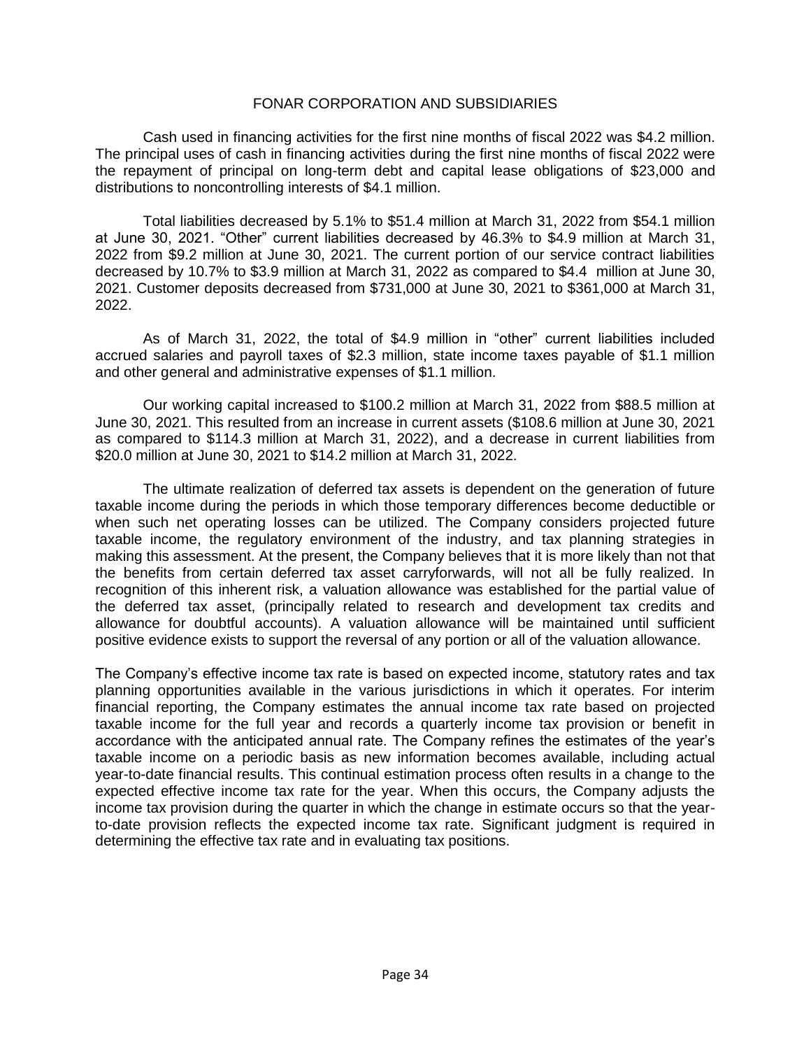FONAR CORPORATION AND SUBSIDIARIES

Cash used in financing activities for the first nine months of fiscal 2022 was $4.2 million. The principal uses of cash in financing activities during the first nine months of fiscal 2022 were the repayment of principal on long-term debt and capital lease obligations of $23,000 and distributions to noncontrolling interests of $4.1 million.

Total liabilities decreased by 5.1% to $51.4 million at March 31, 2022 from $54.1 million at June 30, 2021. "Other" current liabilities decreased by 46.3% to $4.9 million at March 31, 2022 from $9.2 million at June 30, 2021. The current portion of our service contract liabilities decreased by 10.7% to $3.9 million at March 31, 2022 as compared to $4.4 million at June 30, 2021. Customer deposits decreased from $731,000 at June 30, 2021 to $361,000 at March 31, 2022.

As of March 31, 2022, the total of $4.9 million in "other" current liabilities included accrued salaries and payroll taxes of $2.3 million, state income taxes payable of $1.1 million and other general and administrative expenses of $1.1 million.

Our working capital increased to $100.2 million at March 31, 2022 from $88.5 million at June 30, 2021. This resulted from an increase in current assets ($108.6 million at June 30, 2021 as compared to $114.3 million at March 31, 2022), and a decrease in current liabilities from $20.0 million at June 30, 2021 to $14.2 million at March 31, 2022.

The ultimate realization of deferred tax assets is dependent on the generation of future taxable income during the periods in which those temporary differences become deductible or when such net operating losses can be utilized. The Company considers projected future taxable income, the regulatory environment of the industry, and tax planning strategies in making this assessment. At the present, the Company believes that it is more likely than not that the benefits from certain deferred tax asset carryforwards, will not all be fully realized. In recognition of this inherent risk, a valuation allowance was established for the partial value of the deferred tax asset, (principally related to research and development tax credits and allowance for doubtful accounts). A valuation allowance will be maintained until sufficient positive evidence exists to support the reversal of any portion or all of the valuation allowance.

The Company's effective income tax rate is based on expected income, statutory rates and tax planning opportunities available in the various jurisdictions in which it operates. For interim financial reporting, the Company estimates the annual income tax rate based on projected taxable income for the full year and records a quarterly income tax provision or benefit in accordance with the anticipated annual rate. The Company refines the estimates of the year's taxable income on a periodic basis as new information becomes available, including actual year-to-date financial results. This continual estimation process often results in a change to the expected effective income tax rate for the year. When this occurs, the Company adjusts the income tax provision during the quarter in which the change in estimate occurs so that the year-to-date provision reflects the expected income tax rate. Significant judgment is required in determining the effective tax rate and in evaluating tax positions.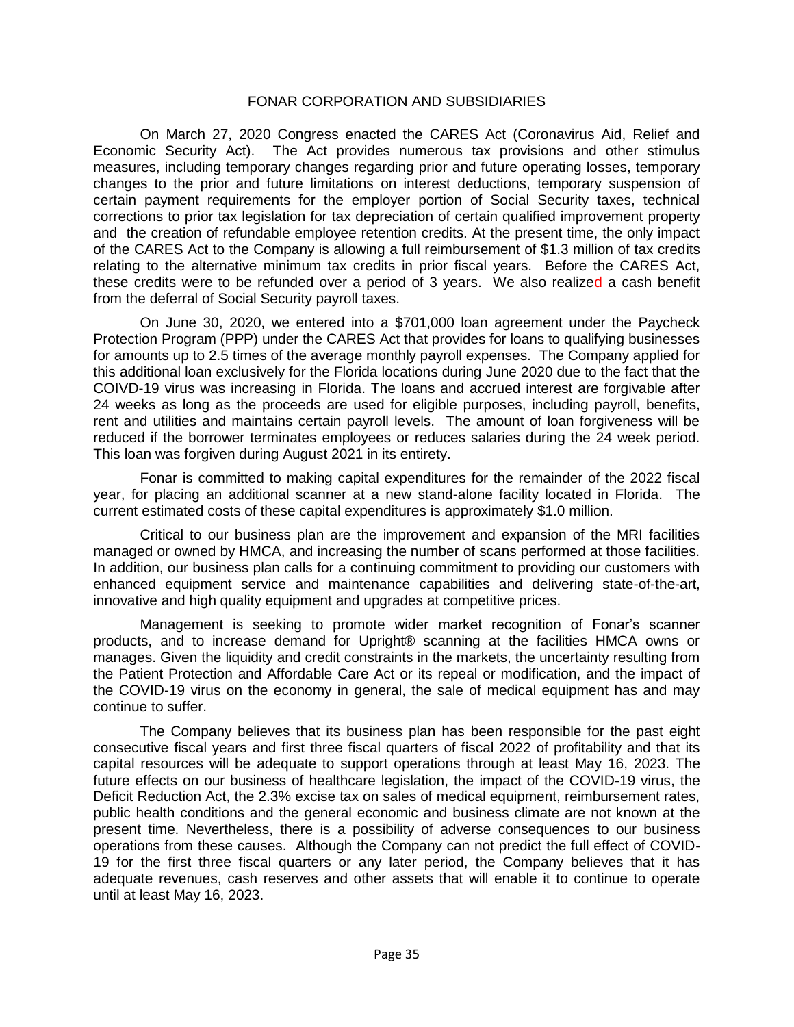FONAR CORPORATION AND SUBSIDIARIES

On March 27, 2020 Congress enacted the CARES Act (Coronavirus Aid, Relief and Economic Security Act). The Act provides numerous tax provisions and other stimulus measures, including temporary changes regarding prior and future operating losses, temporary changes to the prior and future limitations on interest deductions, temporary suspension of certain payment requirements for the employer portion of Social Security taxes, technical corrections to prior tax legislation for tax depreciation of certain qualified improvement property and the creation of refundable employee retention credits. At the present time, the only impact of the CARES Act to the Company is allowing a full reimbursement of $1.3 million of tax credits relating to the alternative minimum tax credits in prior fiscal years. Before the CARES Act, these credits were to be refunded over a period of 3 years. We also realized a cash benefit from the deferral of Social Security payroll taxes.

On June 30, 2020, we entered into a $701,000 loan agreement under the Paycheck Protection Program (PPP) under the CARES Act that provides for loans to qualifying businesses for amounts up to 2.5 times of the average monthly payroll expenses. The Company applied for this additional loan exclusively for the Florida locations during June 2020 due to the fact that the COIVD-19 virus was increasing in Florida. The loans and accrued interest are forgivable after 24 weeks as long as the proceeds are used for eligible purposes, including payroll, benefits, rent and utilities and maintains certain payroll levels. The amount of loan forgiveness will be reduced if the borrower terminates employees or reduces salaries during the 24 week period. This loan was forgiven during August 2021 in its entirety.

Fonar is committed to making capital expenditures for the remainder of the 2022 fiscal year, for placing an additional scanner at a new stand-alone facility located in Florida. The current estimated costs of these capital expenditures is approximately $1.0 million.

Critical to our business plan are the improvement and expansion of the MRI facilities managed or owned by HMCA, and increasing the number of scans performed at those facilities. In addition, our business plan calls for a continuing commitment to providing our customers with enhanced equipment service and maintenance capabilities and delivering state-of-the-art, innovative and high quality equipment and upgrades at competitive prices.

Management is seeking to promote wider market recognition of Fonar's scanner products, and to increase demand for Upright® scanning at the facilities HMCA owns or manages. Given the liquidity and credit constraints in the markets, the uncertainty resulting from the Patient Protection and Affordable Care Act or its repeal or modification, and the impact of the COVID-19 virus on the economy in general, the sale of medical equipment has and may continue to suffer.

The Company believes that its business plan has been responsible for the past eight consecutive fiscal years and first three fiscal quarters of fiscal 2022 of profitability and that its capital resources will be adequate to support operations through at least May 16, 2023. The future effects on our business of healthcare legislation, the impact of the COVID-19 virus, the Deficit Reduction Act, the 2.3% excise tax on sales of medical equipment, reimbursement rates, public health conditions and the general economic and business climate are not known at the present time. Nevertheless, there is a possibility of adverse consequences to our business operations from these causes. Although the Company can not predict the full effect of COVID-19 for the first three fiscal quarters or any later period, the Company believes that it has adequate revenues, cash reserves and other assets that will enable it to continue to operate until at least May 16, 2023.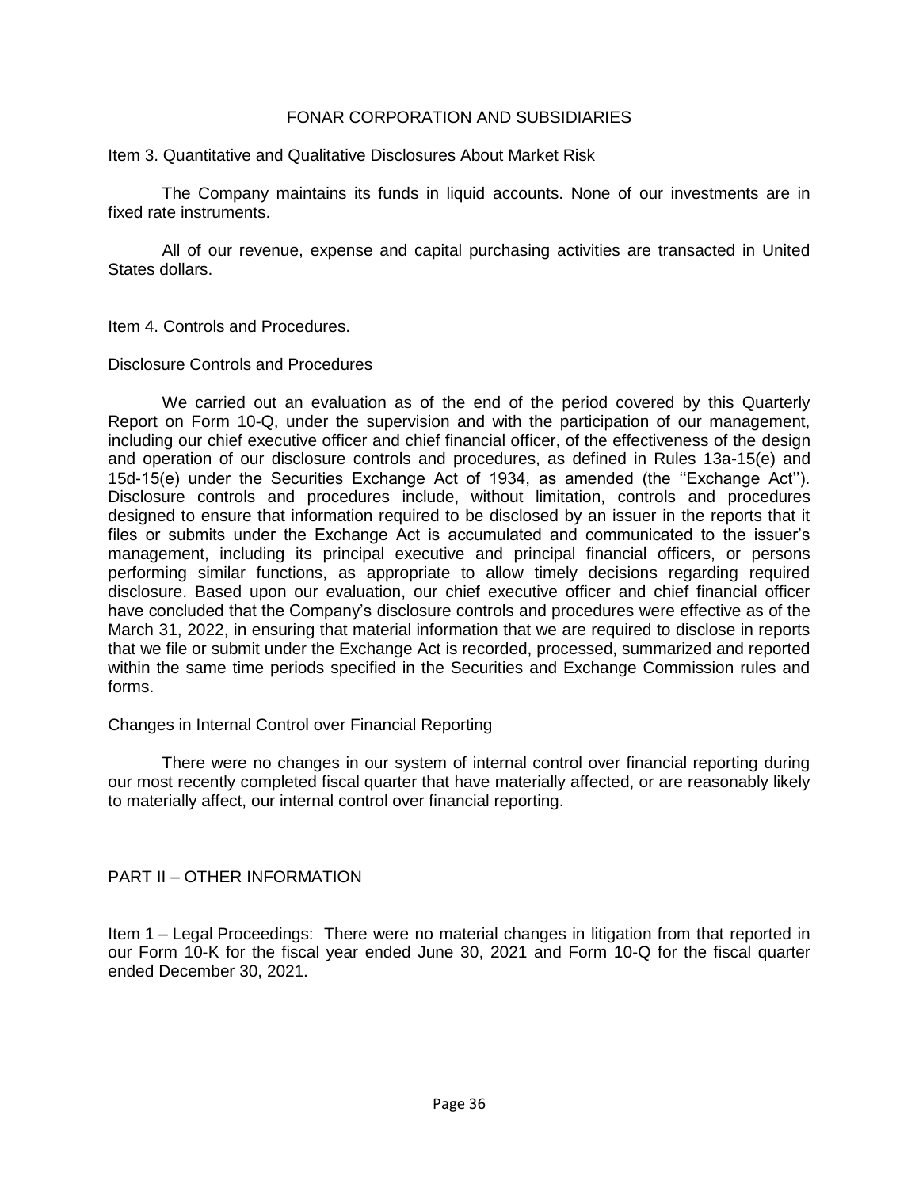FONAR CORPORATION AND SUBSIDIARIES

## Item 3. Quantitative and Qualitative Disclosures About Market Risk

The Company maintains its funds in liquid accounts. None of our investments are in fixed rate instruments.

All of our revenue, expense and capital purchasing activities are transacted in United States dollars.

## Item 4. Controls and Procedures.

### Disclosure Controls and Procedures

We carried out an evaluation as of the end of the period covered by this Quarterly Report on Form 10-Q, under the supervision and with the participation of our management, including our chief executive officer and chief financial officer, of the effectiveness of the design and operation of our disclosure controls and procedures, as defined in Rules 13a-15(e) and 15d-15(e) under the Securities Exchange Act of 1934, as amended (the ''Exchange Act''). Disclosure controls and procedures include, without limitation, controls and procedures designed to ensure that information required to be disclosed by an issuer in the reports that it files or submits under the Exchange Act is accumulated and communicated to the issuer's management, including its principal executive and principal financial officers, or persons performing similar functions, as appropriate to allow timely decisions regarding required disclosure. Based upon our evaluation, our chief executive officer and chief financial officer have concluded that the Company's disclosure controls and procedures were effective as of the March 31, 2022, in ensuring that material information that we are required to disclose in reports that we file or submit under the Exchange Act is recorded, processed, summarized and reported within the same time periods specified in the Securities and Exchange Commission rules and forms.

### Changes in Internal Control over Financial Reporting

There were no changes in our system of internal control over financial reporting during our most recently completed fiscal quarter that have materially affected, or are reasonably likely to materially affect, our internal control over financial reporting.

## PART II – OTHER INFORMATION

Item 1 – Legal Proceedings: There were no material changes in litigation from that reported in our Form 10-K for the fiscal year ended June 30, 2021 and Form 10-Q for the fiscal quarter ended December 30, 2021.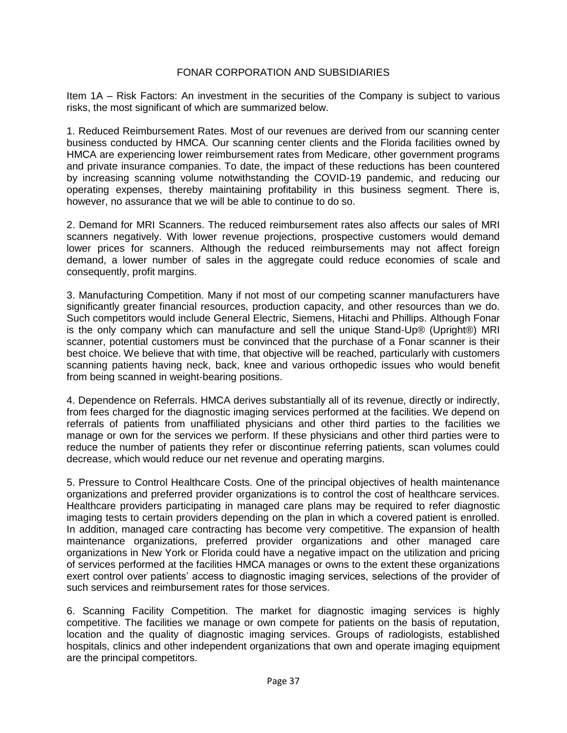FONAR CORPORATION AND SUBSIDIARIES

Item 1A – Risk Factors: An investment in the securities of the Company is subject to various risks, the most significant of which are summarized below.

1. Reduced Reimbursement Rates. Most of our revenues are derived from our scanning center business conducted by HMCA. Our scanning center clients and the Florida facilities owned by HMCA are experiencing lower reimbursement rates from Medicare, other government programs and private insurance companies. To date, the impact of these reductions has been countered by increasing scanning volume notwithstanding the COVID-19 pandemic, and reducing our operating expenses, thereby maintaining profitability in this business segment. There is, however, no assurance that we will be able to continue to do so.

2. Demand for MRI Scanners. The reduced reimbursement rates also affects our sales of MRI scanners negatively. With lower revenue projections, prospective customers would demand lower prices for scanners. Although the reduced reimbursements may not affect foreign demand, a lower number of sales in the aggregate could reduce economies of scale and consequently, profit margins.

3. Manufacturing Competition. Many if not most of our competing scanner manufacturers have significantly greater financial resources, production capacity, and other resources than we do. Such competitors would include General Electric, Siemens, Hitachi and Phillips. Although Fonar is the only company which can manufacture and sell the unique Stand-Up® (Upright®) MRI scanner, potential customers must be convinced that the purchase of a Fonar scanner is their best choice. We believe that with time, that objective will be reached, particularly with customers scanning patients having neck, back, knee and various orthopedic issues who would benefit from being scanned in weight-bearing positions.

4. Dependence on Referrals. HMCA derives substantially all of its revenue, directly or indirectly, from fees charged for the diagnostic imaging services performed at the facilities. We depend on referrals of patients from unaffiliated physicians and other third parties to the facilities we manage or own for the services we perform. If these physicians and other third parties were to reduce the number of patients they refer or discontinue referring patients, scan volumes could decrease, which would reduce our net revenue and operating margins.

5. Pressure to Control Healthcare Costs. One of the principal objectives of health maintenance organizations and preferred provider organizations is to control the cost of healthcare services. Healthcare providers participating in managed care plans may be required to refer diagnostic imaging tests to certain providers depending on the plan in which a covered patient is enrolled. In addition, managed care contracting has become very competitive. The expansion of health maintenance organizations, preferred provider organizations and other managed care organizations in New York or Florida could have a negative impact on the utilization and pricing of services performed at the facilities HMCA manages or owns to the extent these organizations exert control over patients' access to diagnostic imaging services, selections of the provider of such services and reimbursement rates for those services.

6. Scanning Facility Competition. The market for diagnostic imaging services is highly competitive. The facilities we manage or own compete for patients on the basis of reputation, location and the quality of diagnostic imaging services. Groups of radiologists, established hospitals, clinics and other independent organizations that own and operate imaging equipment are the principal competitors.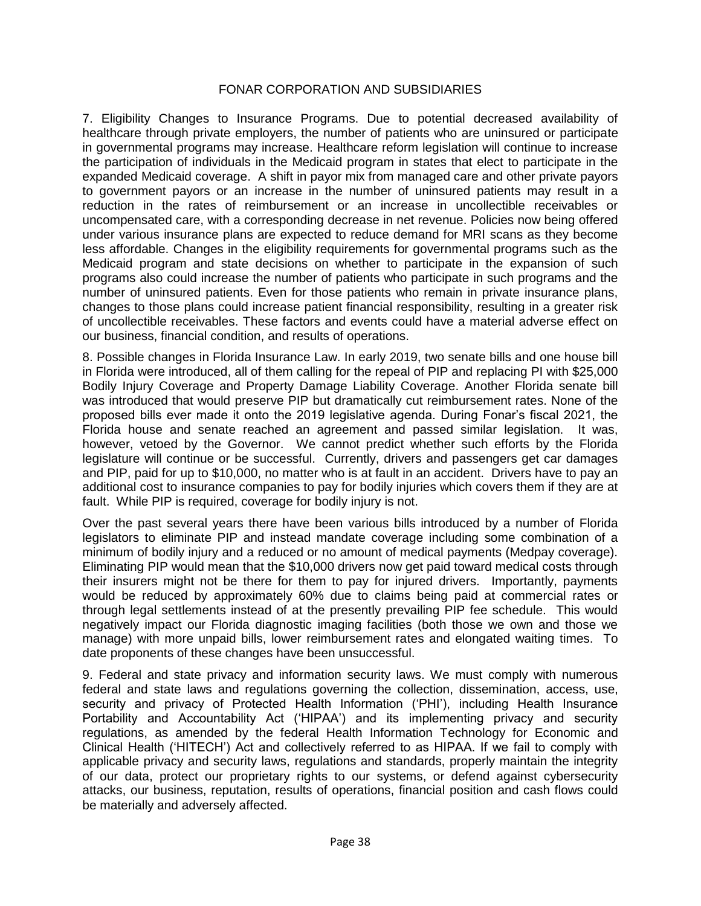7. Eligibility Changes to Insurance Programs. Due to potential decreased availability of healthcare through private employers, the number of patients who are uninsured or participate in governmental programs may increase. Healthcare reform legislation will continue to increase the participation of individuals in the Medicaid program in states that elect to participate in the expanded Medicaid coverage. A shift in payor mix from managed care and other private payors to government payors or an increase in the number of uninsured patients may result in a reduction in the rates of reimbursement or an increase in uncollectible receivables or uncompensated care, with a corresponding decrease in net revenue. Policies now being offered under various insurance plans are expected to reduce demand for MRI scans as they become less affordable. Changes in the eligibility requirements for governmental programs such as the Medicaid program and state decisions on whether to participate in the expansion of such programs also could increase the number of patients who participate in such programs and the number of uninsured patients. Even for those patients who remain in private insurance plans, changes to those plans could increase patient financial responsibility, resulting in a greater risk of uncollectible receivables. These factors and events could have a material adverse effect on our business, financial condition, and results of operations.

8. Possible changes in Florida Insurance Law. In early 2019, two senate bills and one house bill in Florida were introduced, all of them calling for the repeal of PIP and replacing PI with $25,000 Bodily Injury Coverage and Property Damage Liability Coverage. Another Florida senate bill was introduced that would preserve PIP but dramatically cut reimbursement rates. None of the proposed bills ever made it onto the 2019 legislative agenda. During Fonar's fiscal 2021, the Florida house and senate reached an agreement and passed similar legislation. It was, however, vetoed by the Governor. We cannot predict whether such efforts by the Florida legislature will continue or be successful. Currently, drivers and passengers get car damages and PIP, paid for up to $10,000, no matter who is at fault in an accident. Drivers have to pay an additional cost to insurance companies to pay for bodily injuries which covers them if they are at fault. While PIP is required, coverage for bodily injury is not.

Over the past several years there have been various bills introduced by a number of Florida legislators to eliminate PIP and instead mandate coverage including some combination of a minimum of bodily injury and a reduced or no amount of medical payments (Medpay coverage). Eliminating PIP would mean that the $10,000 drivers now get paid toward medical costs through their insurers might not be there for them to pay for injured drivers. Importantly, payments would be reduced by approximately 60% due to claims being paid at commercial rates or through legal settlements instead of at the presently prevailing PIP fee schedule. This would negatively impact our Florida diagnostic imaging facilities (both those we own and those we manage) with more unpaid bills, lower reimbursement rates and elongated waiting times. To date proponents of these changes have been unsuccessful.

9. Federal and state privacy and information security laws. We must comply with numerous federal and state laws and regulations governing the collection, dissemination, access, use, security and privacy of Protected Health Information ('PHI'), including Health Insurance Portability and Accountability Act ('HIPAA') and its implementing privacy and security regulations, as amended by the federal Health Information Technology for Economic and Clinical Health ('HITECH') Act and collectively referred to as HIPAA. If we fail to comply with applicable privacy and security laws, regulations and standards, properly maintain the integrity of our data, protect our proprietary rights to our systems, or defend against cybersecurity attacks, our business, reputation, results of operations, financial position and cash flows could be materially and adversely affected.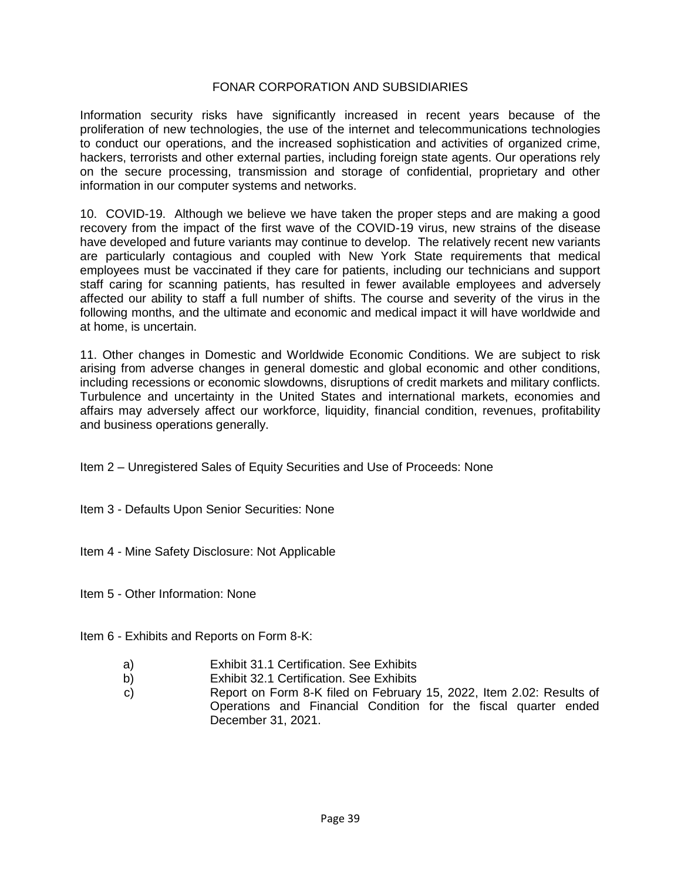Information security risks have significantly increased in recent years because of the proliferation of new technologies, the use of the internet and telecommunications technologies to conduct our operations, and the increased sophistication and activities of organized crime, hackers, terrorists and other external parties, including foreign state agents. Our operations rely on the secure processing, transmission and storage of confidential, proprietary and other information in our computer systems and networks.

10. COVID-19. Although we believe we have taken the proper steps and are making a good recovery from the impact of the first wave of the COVID-19 virus, new strains of the disease have developed and future variants may continue to develop. The relatively recent new variants are particularly contagious and coupled with New York State requirements that medical employees must be vaccinated if they care for patients, including our technicians and support staff caring for scanning patients, has resulted in fewer available employees and adversely affected our ability to staff a full number of shifts. The course and severity of the virus in the following months, and the ultimate and economic and medical impact it will have worldwide and at home, is uncertain.

11. Other changes in Domestic and Worldwide Economic Conditions. We are subject to risk arising from adverse changes in general domestic and global economic and other conditions, including recessions or economic slowdowns, disruptions of credit markets and military conflicts. Turbulence and uncertainty in the United States and international markets, economies and affairs may adversely affect our workforce, liquidity, financial condition, revenues, profitability and business operations generally.

Item 2 – Unregistered Sales of Equity Securities and Use of Proceeds: None

Item 3 - Defaults Upon Senior Securities: None

Item 4 - Mine Safety Disclosure: Not Applicable

Item 5 - Other Information: None

Item 6 - Exhibits and Reports on Form 8-K:

a) Exhibit 31.1 Certification. See Exhibits

b) Exhibit 32.1 Certification. See Exhibits

c) Report on Form 8-K filed on February 15, 2022, Item 2.02: Results of Operations and Financial Condition for the fiscal quarter ended December 31, 2021.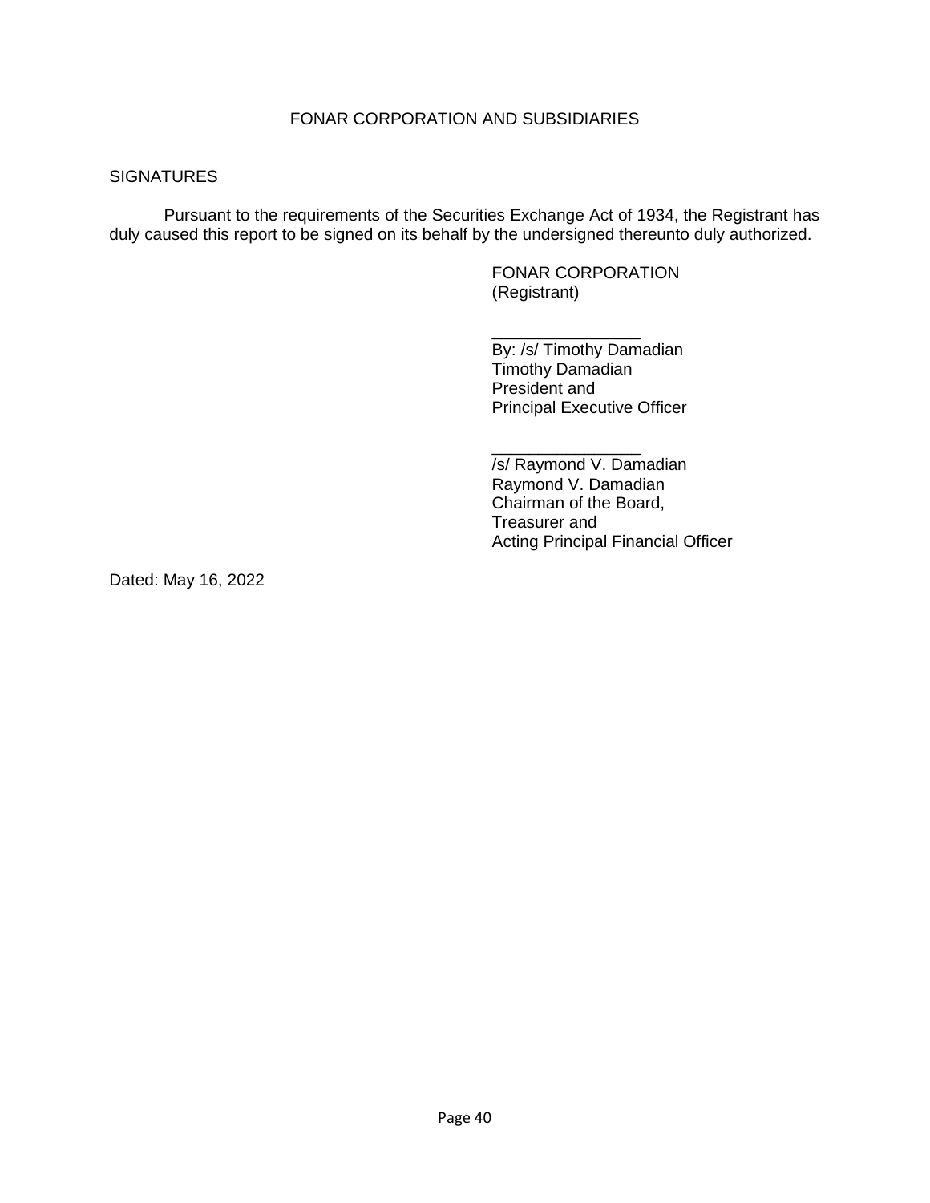FONAR CORPORATION AND SUBSIDIARIES

SIGNATURES

Pursuant to the requirements of the Securities Exchange Act of 1934, the Registrant has duly caused this report to be signed on its behalf by the undersigned thereunto duly authorized.

FONAR CORPORATION
(Registrant)

________________
By: /s/ Timothy Damadian
Timothy Damadian
President and
Principal Executive Officer

________________
/s/ Raymond V. Damadian
Raymond V. Damadian
Chairman of the Board,
Treasurer and
Acting Principal Financial Officer

Dated: May 16, 2022